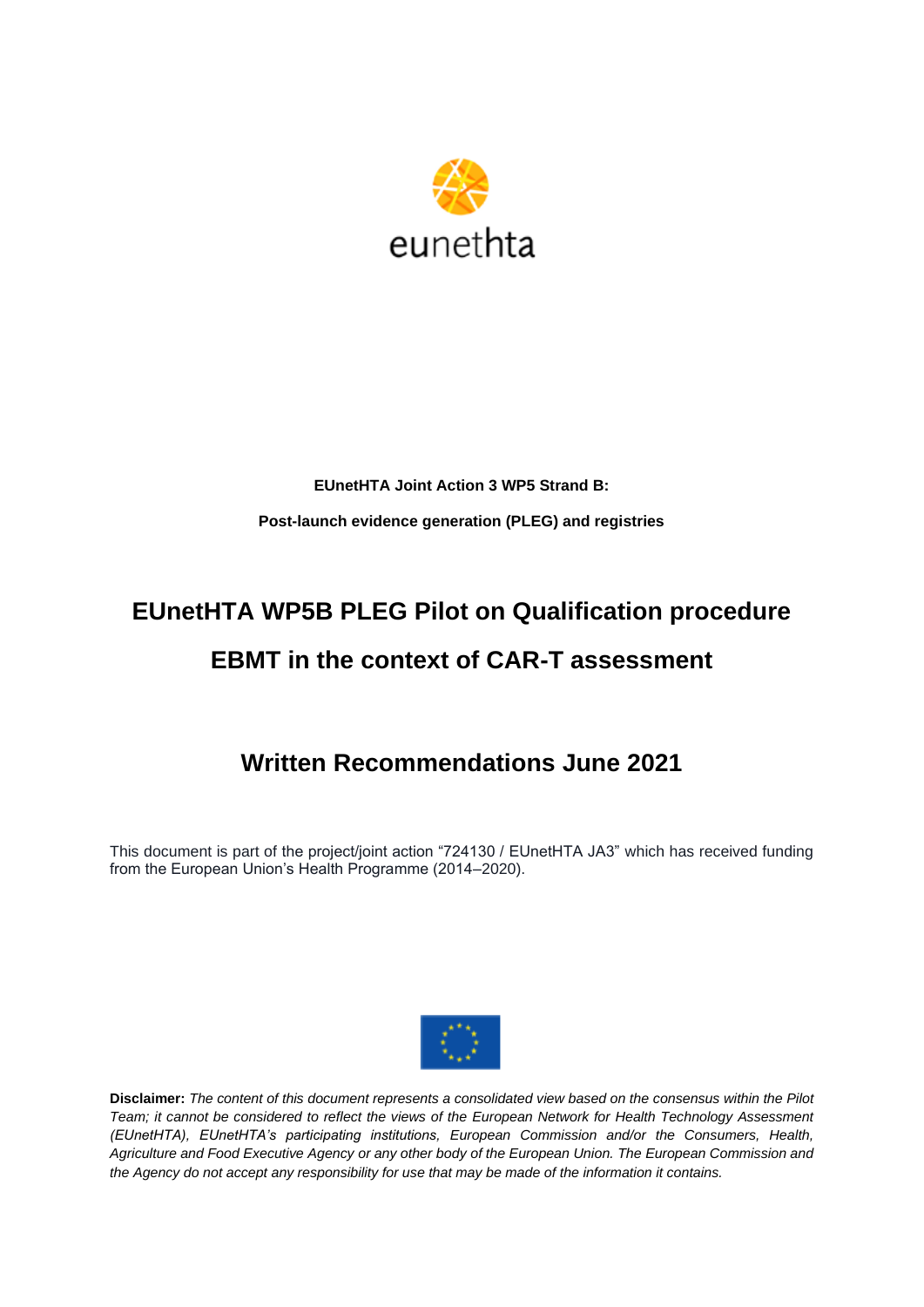eunethta

**EUnetHTA Joint Action 3 WP5 Strand B:**

**Post-launch evidence generation (PLEG) and registries**

# EUnetHTA WP5B PLEG Pilot on Qualification procedure EBMT in the context of CAR-T assessment

## Written Recommendations June 2021

This document is part of the project/joint action "724130 / EUnetHTA JA3" which has received funding from the European Union's Health Programme (2014–2020).

**Disclaimer:** *The content of this document represents a consolidated view based on the consensus within the Pilot Team; it cannot be considered to reflect the views of the European Network for Health Technology Assessment (EUnetHTA), EUnetHTA's participating institutions, European Commission and/or the Consumers, Health, Agriculture and Food Executive Agency or any other body of the European Union. The European Commission and the Agency do not accept any responsibility for use that may be made of the information it contains.*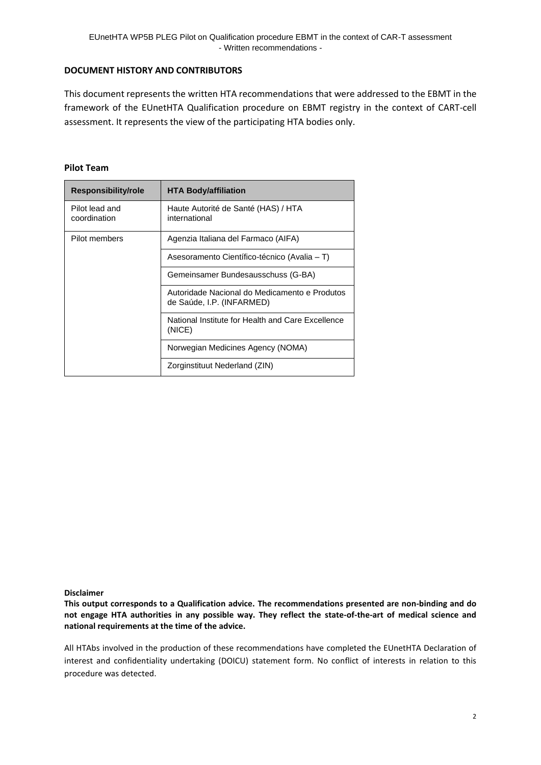## DOCUMENT HISTORY AND CONTRIBUTORS

This document represents the written HTA recommendations that were addressed to the EBMT in the framework of the EUnetHTA Qualification procedure on EBMT registry in the context of CART-cell assessment. It represents the view of the participating HTA bodies only.

### Pilot Team

| Responsibility/role | HTA Body/affiliation |
|---|---|
| Pilot lead and coordination | Haute Autorité de Santé (HAS) / HTA international |
| Pilot members | Agenzia Italiana del Farmaco (AIFA) |
| | Asesoramento Científico-técnico (Avalia – T) |
| | Gemeinsamer Bundesausschuss (G-BA) |
| | Autoridade Nacional do Medicamento e Produtos de Saúde, I.P. (INFARMED) |
| | National Institute for Health and Care Excellence (NICE) |
| | Norwegian Medicines Agency (NOMA) |
| | Zorginstituut Nederland (ZIN) |

**Disclaimer**

**This output corresponds to a Qualification advice. The recommendations presented are non-binding and do not engage HTA authorities in any possible way. They reflect the state-of-the-art of medical science and national requirements at the time of the advice.**

All HTAbs involved in the production of these recommendations have completed the EUnetHTA Declaration of interest and confidentiality undertaking (DOICU) statement form. No conflict of interests in relation to this procedure was detected.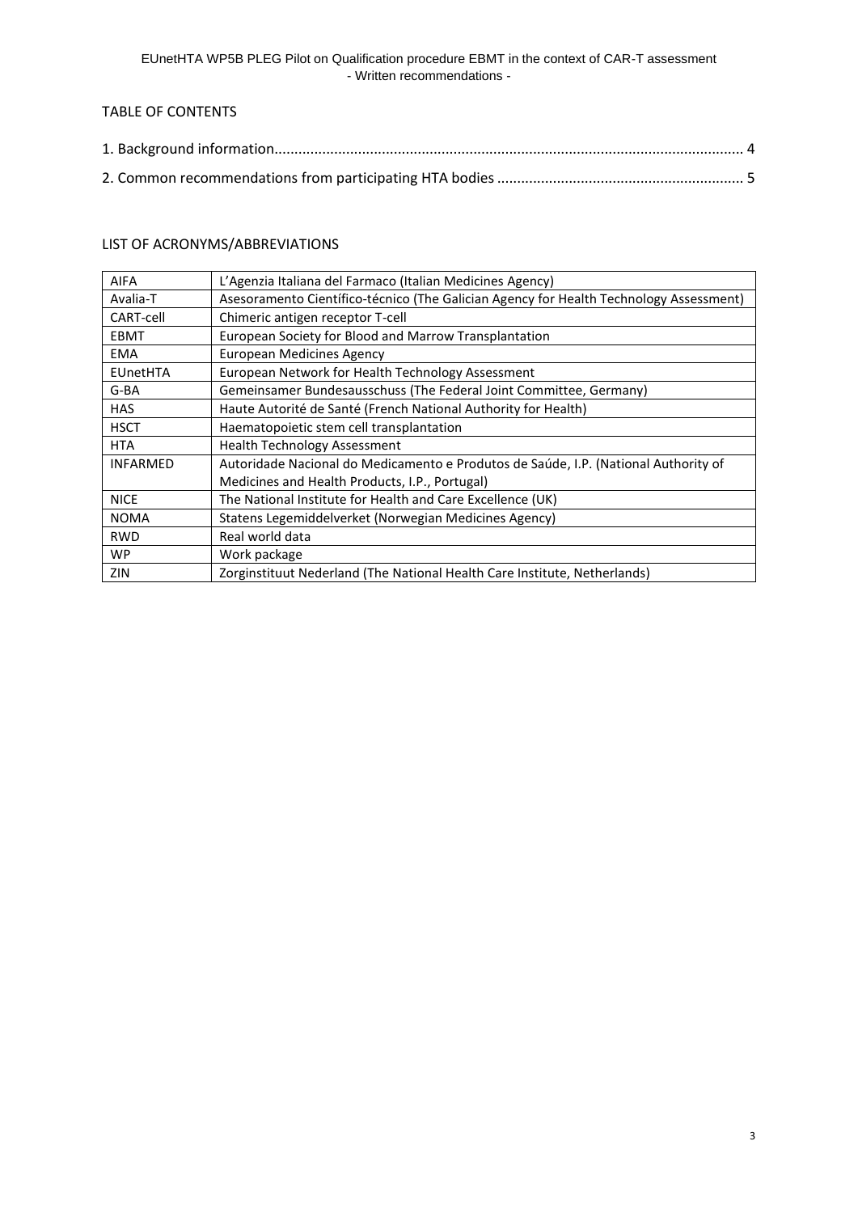TABLE OF CONTENTS

1. Background information ........................................................................................................................ 4
2. Common recommendations from participating HTA bodies ............................................................ 5

LIST OF ACRONYMS/ABBREVIATIONS

| | |
|---|---|
| AIFA | L'Agenzia Italiana del Farmaco (Italian Medicines Agency) |
| Avalia-T | Asesoramento Científico-técnico (The Galician Agency for Health Technology Assessment) |
| CART-cell | Chimeric antigen receptor T-cell |
| EBMT | European Society for Blood and Marrow Transplantation |
| EMA | European Medicines Agency |
| EUnetHTA | European Network for Health Technology Assessment |
| G-BA | Gemeinsamer Bundesausschuss (The Federal Joint Committee, Germany) |
| HAS | Haute Autorité de Santé (French National Authority for Health) |
| HSCT | Haematopoietic stem cell transplantation |
| HTA | Health Technology Assessment |
| INFARMED | Autoridade Nacional do Medicamento e Produtos de Saúde, I.P. (National Authority of Medicines and Health Products, I.P., Portugal) |
| NICE | The National Institute for Health and Care Excellence (UK) |
| NOMA | Statens Legemiddelverket (Norwegian Medicines Agency) |
| RWD | Real world data |
| WP | Work package |
| ZIN | Zorginstituut Nederland (The National Health Care Institute, Netherlands) |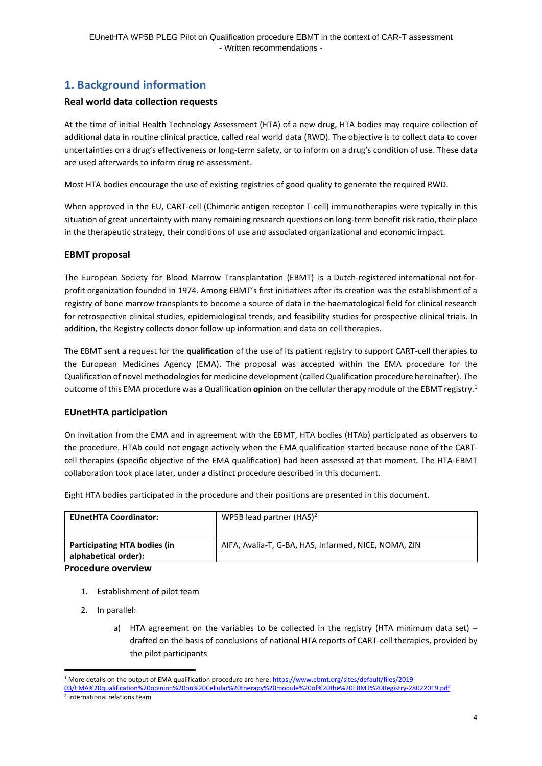# 1. Background information

### Real world data collection requests

At the time of initial Health Technology Assessment (HTA) of a new drug, HTA bodies may require collection of additional data in routine clinical practice, called real world data (RWD). The objective is to collect data to cover uncertainties on a drug's effectiveness or long-term safety, or to inform on a drug's condition of use. These data are used afterwards to inform drug re-assessment.

Most HTA bodies encourage the use of existing registries of good quality to generate the required RWD.

When approved in the EU, CART-cell (Chimeric antigen receptor T-cell) immunotherapies were typically in this situation of great uncertainty with many remaining research questions on long-term benefit risk ratio, their place in the therapeutic strategy, their conditions of use and associated organizational and economic impact.

### EBMT proposal

The European Society for Blood Marrow Transplantation (EBMT) is a Dutch-registered international not-for-profit organization founded in 1974. Among EBMT's first initiatives after its creation was the establishment of a registry of bone marrow transplants to become a source of data in the haematological field for clinical research for retrospective clinical studies, epidemiological trends, and feasibility studies for prospective clinical trials. In addition, the Registry collects donor follow-up information and data on cell therapies.

The EBMT sent a request for the **qualification** of the use of its patient registry to support CART-cell therapies to the European Medicines Agency (EMA). The proposal was accepted within the EMA procedure for the Qualification of novel methodologies for medicine development (called Qualification procedure hereinafter). The outcome of this EMA procedure was a Qualification **opinion** on the cellular therapy module of the EBMT registry.[1]

### EUnetHTA participation

On invitation from the EMA and in agreement with the EBMT, HTA bodies (HTAb) participated as observers to the procedure. HTAb could not engage actively when the EMA qualification started because none of the CART-cell therapies (specific objective of the EMA qualification) had been assessed at that moment. The HTA-EBMT collaboration took place later, under a distinct procedure described in this document.

Eight HTA bodies participated in the procedure and their positions are presented in this document.

| | |
|---|---|
| **EUnetHTA Coordinator:** | WP5B lead partner (HAS)[2] |
| **Participating HTA bodies (in alphabetical order):** | AIFA, Avalia-T, G-BA, HAS, Infarmed, NICE, NOMA, ZIN |

### Procedure overview

1. Establishment of pilot team
2. In parallel:
    a) HTA agreement on the variables to be collected in the registry (HTA minimum data set) – drafted on the basis of conclusions of national HTA reports of CART-cell therapies, provided by the pilot participants

---

[1] More details on the output of EMA qualification procedure are here: https://www.ebmt.org/sites/default/files/2019-03/EMA%20qualification%20opinion%20on%20Cellular%20therapy%20module%20of%20the%20EBMT%20Registry-28022019.pdf

[2] International relations team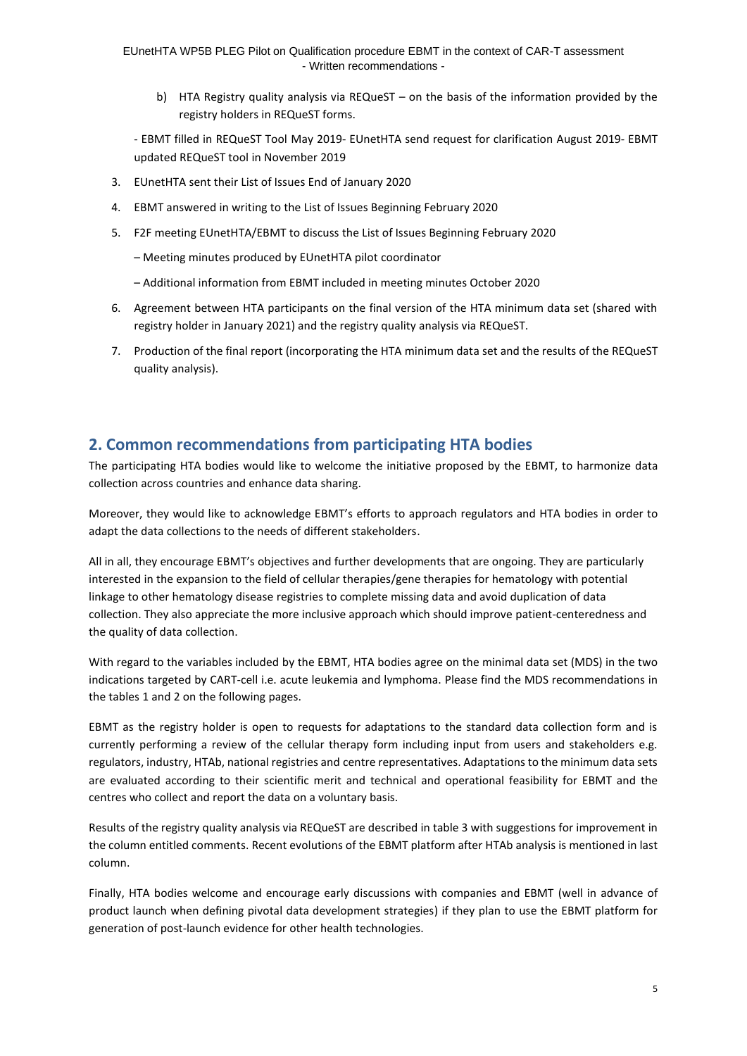b) HTA Registry quality analysis via REQueST – on the basis of the information provided by the registry holders in REQueST forms.

- EBMT filled in REQueST Tool May 2019- EUnetHTA send request for clarification August 2019- EBMT updated REQueST tool in November 2019

3. EUnetHTA sent their List of Issues End of January 2020
4. EBMT answered in writing to the List of Issues Beginning February 2020
5. F2F meeting EUnetHTA/EBMT to discuss the List of Issues Beginning February 2020

   – Meeting minutes produced by EUnetHTA pilot coordinator

   – Additional information from EBMT included in meeting minutes October 2020

6. Agreement between HTA participants on the final version of the HTA minimum data set (shared with registry holder in January 2021) and the registry quality analysis via REQueST.
7. Production of the final report (incorporating the HTA minimum data set and the results of the REQueST quality analysis).

## 2. Common recommendations from participating HTA bodies

The participating HTA bodies would like to welcome the initiative proposed by the EBMT, to harmonize data collection across countries and enhance data sharing.

Moreover, they would like to acknowledge EBMT's efforts to approach regulators and HTA bodies in order to adapt the data collections to the needs of different stakeholders.

All in all, they encourage EBMT's objectives and further developments that are ongoing. They are particularly interested in the expansion to the field of cellular therapies/gene therapies for hematology with potential linkage to other hematology disease registries to complete missing data and avoid duplication of data collection. They also appreciate the more inclusive approach which should improve patient-centeredness and the quality of data collection.

With regard to the variables included by the EBMT, HTA bodies agree on the minimal data set (MDS) in the two indications targeted by CART-cell i.e. acute leukemia and lymphoma. Please find the MDS recommendations in the tables 1 and 2 on the following pages.

EBMT as the registry holder is open to requests for adaptations to the standard data collection form and is currently performing a review of the cellular therapy form including input from users and stakeholders e.g. regulators, industry, HTAb, national registries and centre representatives. Adaptations to the minimum data sets are evaluated according to their scientific merit and technical and operational feasibility for EBMT and the centres who collect and report the data on a voluntary basis.

Results of the registry quality analysis via REQueST are described in table 3 with suggestions for improvement in the column entitled comments. Recent evolutions of the EBMT platform after HTAb analysis is mentioned in last column.

Finally, HTA bodies welcome and encourage early discussions with companies and EBMT (well in advance of product launch when defining pivotal data development strategies) if they plan to use the EBMT platform for generation of post-launch evidence for other health technologies.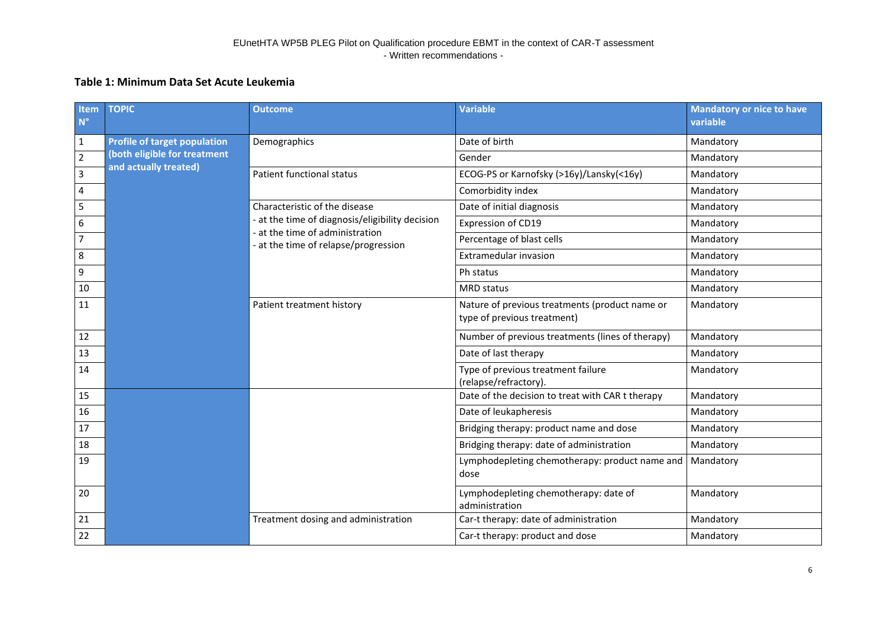## Table 1: Minimum Data Set Acute Leukemia

| Item N° | TOPIC | Outcome | Variable | Mandatory or nice to have variable |
|---|---|---|---|---|
| 1 | Profile of target population (both eligible for treatment and actually treated) | Demographics | Date of birth | Mandatory |
| 2 | | | Gender | Mandatory |
| 3 | | Patient functional status | ECOG-PS or Karnofsky (>16y)/Lansky(<16y) | Mandatory |
| 4 | | | Comorbidity index | Mandatory |
| 5 | | Characteristic of the disease<br>- at the time of diagnosis/eligibility decision<br>- at the time of administration<br>- at the time of relapse/progression | Date of initial diagnosis | Mandatory |
| 6 | | | Expression of CD19 | Mandatory |
| 7 | | | Percentage of blast cells | Mandatory |
| 8 | | | Extramedular invasion | Mandatory |
| 9 | | | Ph status | Mandatory |
| 10 | | | MRD status | Mandatory |
| 11 | | Patient treatment history | Nature of previous treatments (product name or type of previous treatment) | Mandatory |
| 12 | | | Number of previous treatments (lines of therapy) | Mandatory |
| 13 | | | Date of last therapy | Mandatory |
| 14 | | | Type of previous treatment failure (relapse/refractory). | Mandatory |
| 15 | | | Date of the decision to treat with CAR t therapy | Mandatory |
| 16 | | | Date of leukapheresis | Mandatory |
| 17 | | | Bridging therapy: product name and dose | Mandatory |
| 18 | | | Bridging therapy: date of administration | Mandatory |
| 19 | | | Lymphodepleting chemotherapy: product name and dose | Mandatory |
| 20 | | | Lymphodepleting chemotherapy: date of administration | Mandatory |
| 21 | | Treatment dosing and administration | Car-t therapy: date of administration | Mandatory |
| 22 | | | Car-t therapy: product and dose | Mandatory |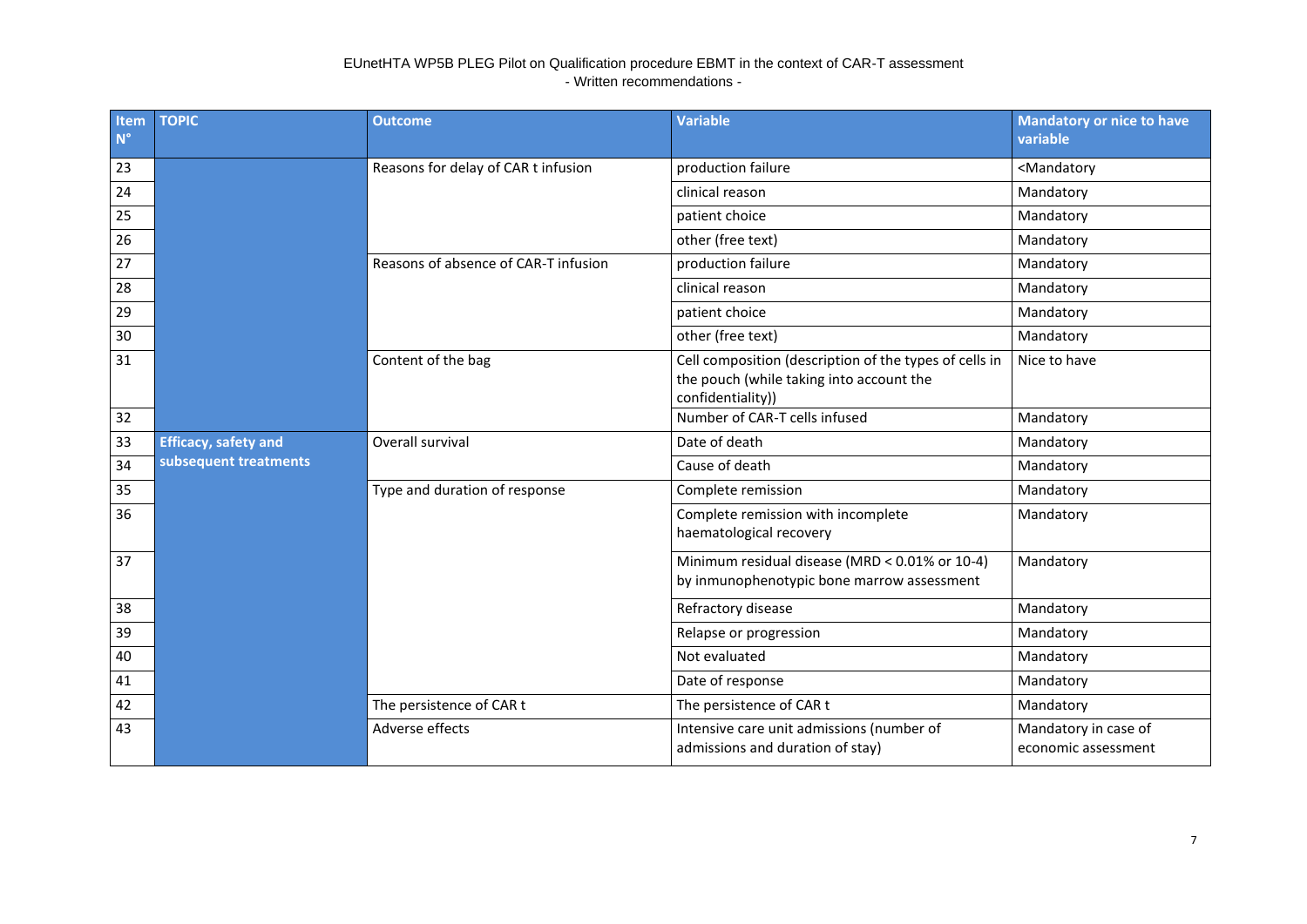| Item N° | TOPIC | Outcome | Variable | Mandatory or nice to have variable |
|---|---|---|---|---|
| 23 | | Reasons for delay of CAR t infusion | production failure | <Mandatory |
| 24 | | | clinical reason | Mandatory |
| 25 | | | patient choice | Mandatory |
| 26 | | | other (free text) | Mandatory |
| 27 | | Reasons of absence of CAR-T infusion | production failure | Mandatory |
| 28 | | | clinical reason | Mandatory |
| 29 | | | patient choice | Mandatory |
| 30 | | | other (free text) | Mandatory |
| 31 | | Content of the bag | Cell composition (description of the types of cells in the pouch (while taking into account the confidentiality)) | Nice to have |
| 32 | | | Number of CAR-T cells infused | Mandatory |
| 33 | **Efficacy, safety and subsequent treatments** | Overall survival | Date of death | Mandatory |
| 34 | | | Cause of death | Mandatory |
| 35 | | Type and duration of response | Complete remission | Mandatory |
| 36 | | | Complete remission with incomplete haematological recovery | Mandatory |
| 37 | | | Minimum residual disease (MRD < 0.01% or 10-4) by inmunophenotypic bone marrow assessment | Mandatory |
| 38 | | | Refractory disease | Mandatory |
| 39 | | | Relapse or progression | Mandatory |
| 40 | | | Not evaluated | Mandatory |
| 41 | | | Date of response | Mandatory |
| 42 | | The persistence of CAR t | The persistence of CAR t | Mandatory |
| 43 | | Adverse effects | Intensive care unit admissions (number of admissions and duration of stay) | Mandatory in case of economic assessment |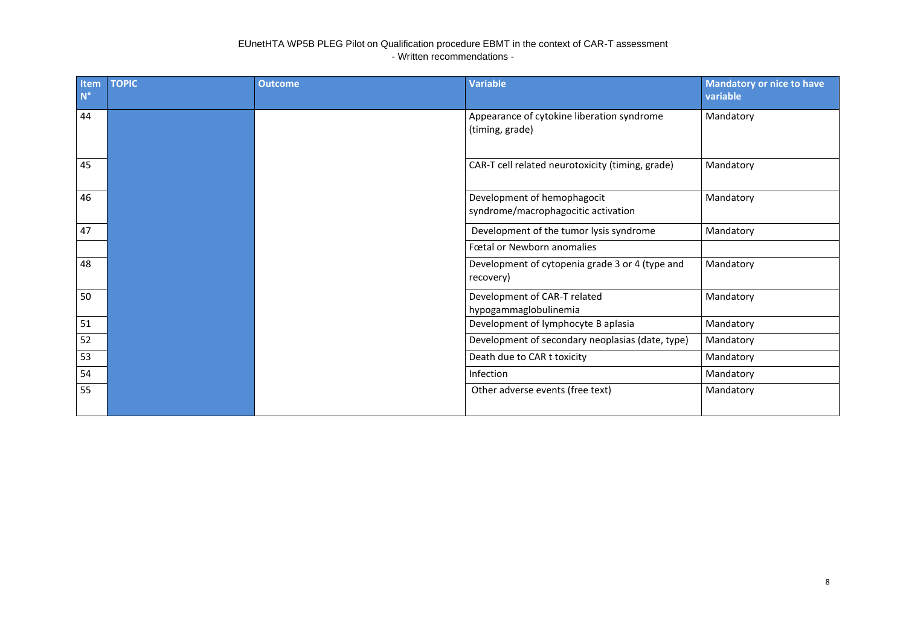EUnetHTA WP5B PLEG Pilot on Qualification procedure EBMT in the context of CAR-T assessment
- Written recommendations -

| Item N° | TOPIC | Outcome | Variable | Mandatory or nice to have variable |
|---|---|---|---|---|
| 44 | | | Appearance of cytokine liberation syndrome (timing, grade) | Mandatory |
| 45 | | | CAR-T cell related neurotoxicity (timing, grade) | Mandatory |
| 46 | | | Development of hemophagocit syndrome/macrophagocitic activation | Mandatory |
| 47 | | | Development of the tumor lysis syndrome | Mandatory |
| | | | Fœtal or Newborn anomalies | |
| 48 | | | Development of cytopenia grade 3 or 4 (type and recovery) | Mandatory |
| 50 | | | Development of CAR-T related hypogammaglobulinemia | Mandatory |
| 51 | | | Development of lymphocyte B aplasia | Mandatory |
| 52 | | | Development of secondary neoplasias (date, type) | Mandatory |
| 53 | | | Death due to CAR t toxicity | Mandatory |
| 54 | | | Infection | Mandatory |
| 55 | | | Other adverse events (free text) | Mandatory |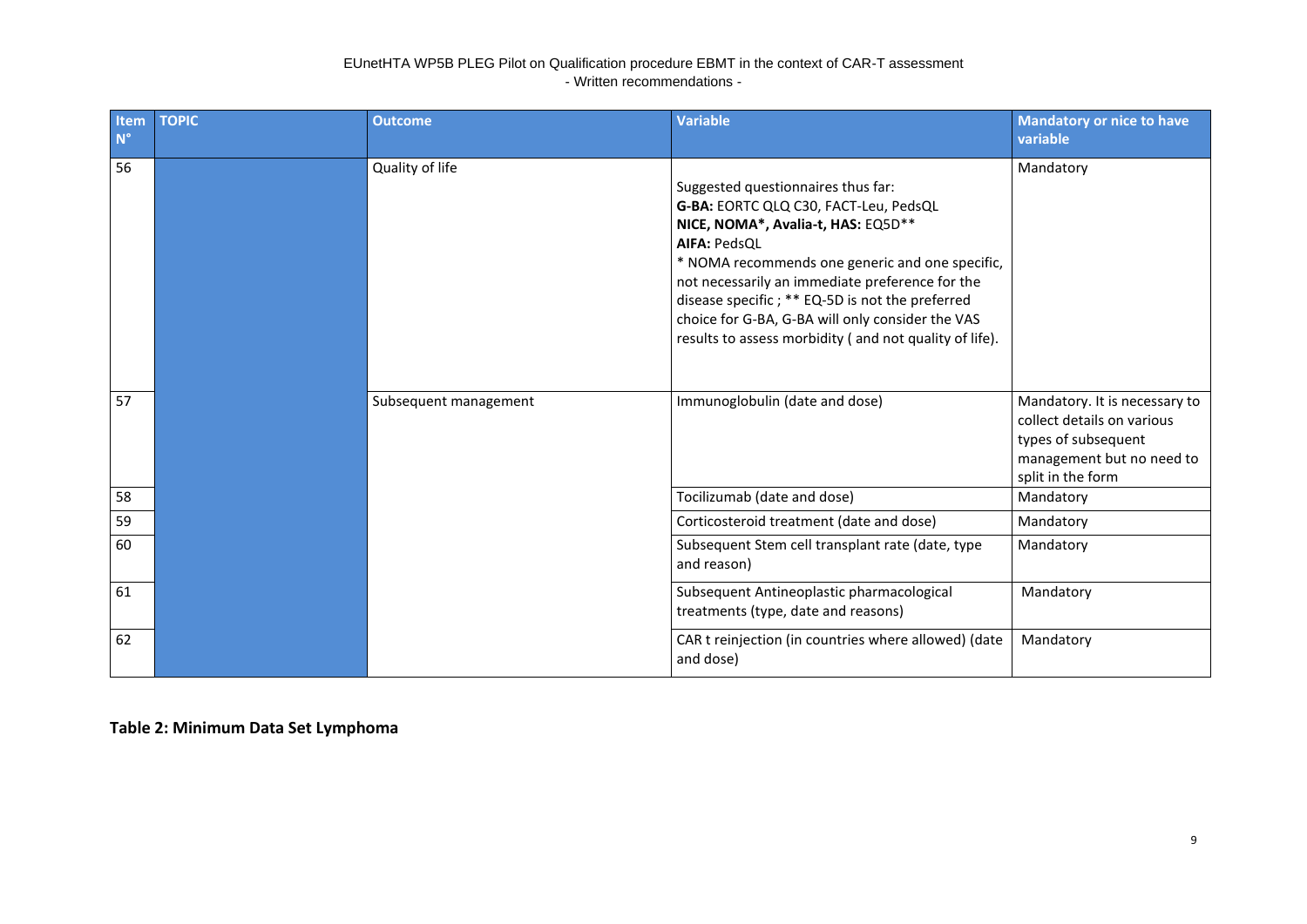| Item N° | TOPIC | Outcome | Variable | Mandatory or nice to have variable |
|---|---|---|---|---|
| 56 | | Quality of life | Suggested questionnaires thus far:<br>**G-BA:** EORTC QLQ C30, FACT-Leu, PedsQL<br>**NICE, NOMA*, Avalia-t, HAS:** EQ5D**<br>**AIFA:** PedsQL<br>* NOMA recommends one generic and one specific, not necessarily an immediate preference for the disease specific ; ** EQ-5D is not the preferred choice for G-BA, G-BA will only consider the VAS results to assess morbidity ( and not quality of life). | Mandatory |
| 57 | | Subsequent management | Immunoglobulin (date and dose) | Mandatory. It is necessary to collect details on various types of subsequent management but no need to split in the form |
| 58 | | | Tocilizumab (date and dose) | Mandatory |
| 59 | | | Corticosteroid treatment (date and dose) | Mandatory |
| 60 | | | Subsequent Stem cell transplant rate (date, type and reason) | Mandatory |
| 61 | | | Subsequent Antineoplastic pharmacological treatments (type, date and reasons) | Mandatory |
| 62 | | | CAR t reinjection (in countries where allowed) (date and dose) | Mandatory |

**Table 2: Minimum Data Set Lymphoma**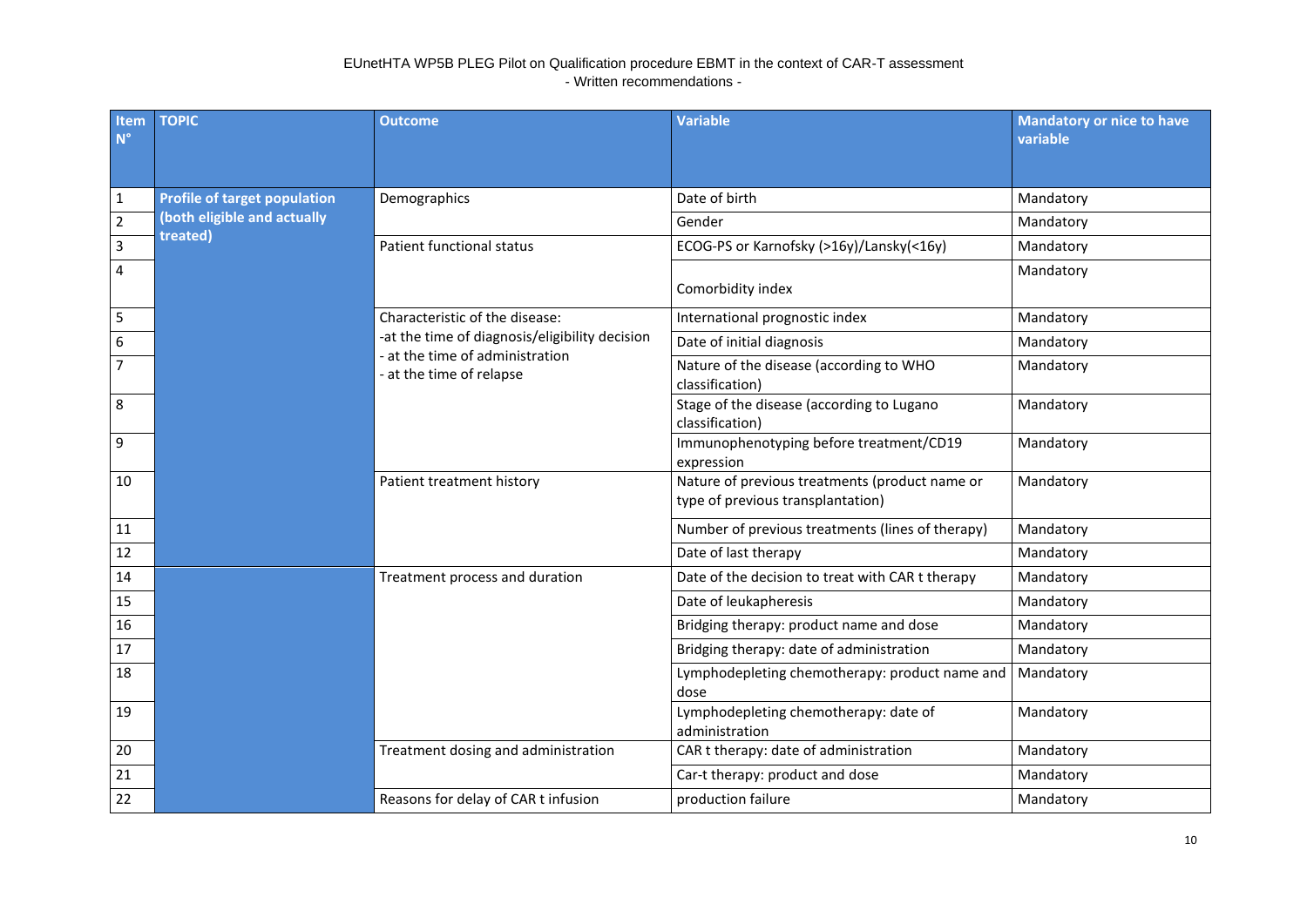EUnetHTA WP5B PLEG Pilot on Qualification procedure EBMT in the context of CAR-T assessment
- Written recommendations -

| Item N° | TOPIC | Outcome | Variable | Mandatory or nice to have variable |
|---|---|---|---|---|
| 1 | **Profile of target population (both eligible and actually treated)** | Demographics | Date of birth | Mandatory |
| 2 | | | Gender | Mandatory |
| 3 | | Patient functional status | ECOG-PS or Karnofsky (>16y)/Lansky(<16y) | Mandatory |
| 4 | | | Comorbidity index | Mandatory |
| 5 | | Characteristic of the disease:<br>-at the time of diagnosis/eligibility decision<br>- at the time of administration<br>- at the time of relapse | International prognostic index | Mandatory |
| 6 | | | Date of initial diagnosis | Mandatory |
| 7 | | | Nature of the disease (according to WHO classification) | Mandatory |
| 8 | | | Stage of the disease (according to Lugano classification) | Mandatory |
| 9 | | | Immunophenotyping before treatment/CD19 expression | Mandatory |
| 10 | | Patient treatment history | Nature of previous treatments (product name or type of previous transplantation) | Mandatory |
| 11 | | | Number of previous treatments (lines of therapy) | Mandatory |
| 12 | | | Date of last therapy | Mandatory |
| 14 | | Treatment process and duration | Date of the decision to treat with CAR t therapy | Mandatory |
| 15 | | | Date of leukapheresis | Mandatory |
| 16 | | | Bridging therapy: product name and dose | Mandatory |
| 17 | | | Bridging therapy: date of administration | Mandatory |
| 18 | | | Lymphodepleting chemotherapy: product name and dose | Mandatory |
| 19 | | | Lymphodepleting chemotherapy: date of administration | Mandatory |
| 20 | | Treatment dosing and administration | CAR t therapy: date of administration | Mandatory |
| 21 | | | Car-t therapy: product and dose | Mandatory |
| 22 | | Reasons for delay of CAR t infusion | production failure | Mandatory |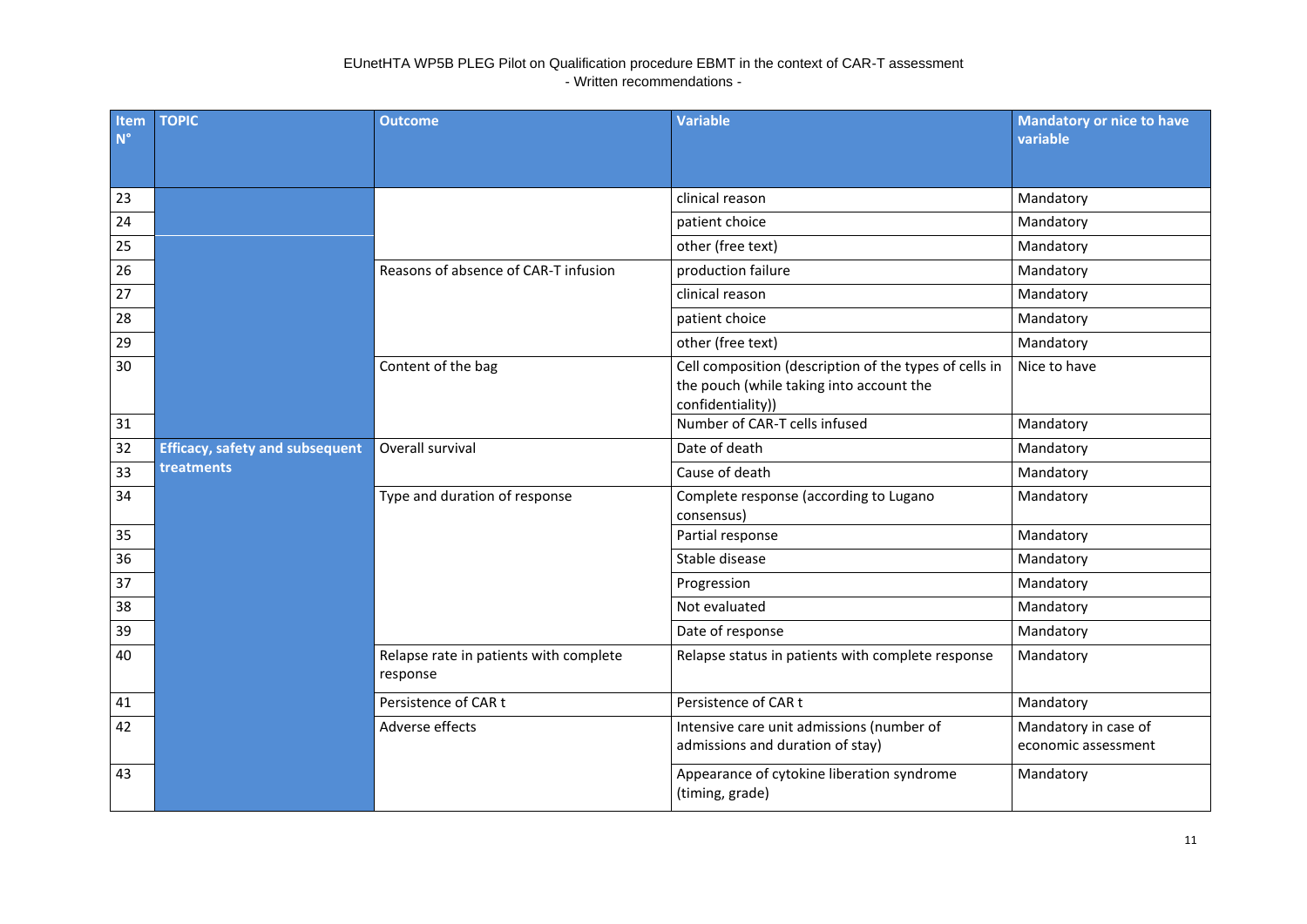EUnetHTA WP5B PLEG Pilot on Qualification procedure EBMT in the context of CAR-T assessment
- Written recommendations -

| Item N° | TOPIC | Outcome | Variable | Mandatory or nice to have variable |
|---|---|---|---|---|
| 23 | | | clinical reason | Mandatory |
| 24 | | | patient choice | Mandatory |
| 25 | | | other (free text) | Mandatory |
| 26 | | Reasons of absence of CAR-T infusion | production failure | Mandatory |
| 27 | | | clinical reason | Mandatory |
| 28 | | | patient choice | Mandatory |
| 29 | | | other (free text) | Mandatory |
| 30 | | Content of the bag | Cell composition (description of the types of cells in the pouch (while taking into account the confidentiality)) | Nice to have |
| 31 | | | Number of CAR-T cells infused | Mandatory |
| 32 | **Efficacy, safety and subsequent treatments** | Overall survival | Date of death | Mandatory |
| 33 | | | Cause of death | Mandatory |
| 34 | | Type and duration of response | Complete response (according to Lugano consensus) | Mandatory |
| 35 | | | Partial response | Mandatory |
| 36 | | | Stable disease | Mandatory |
| 37 | | | Progression | Mandatory |
| 38 | | | Not evaluated | Mandatory |
| 39 | | | Date of response | Mandatory |
| 40 | | Relapse rate in patients with complete response | Relapse status in patients with complete response | Mandatory |
| 41 | | Persistence of CAR t | Persistence of CAR t | Mandatory |
| 42 | | Adverse effects | Intensive care unit admissions (number of admissions and duration of stay) | Mandatory in case of economic assessment |
| 43 | | | Appearance of cytokine liberation syndrome (timing, grade) | Mandatory |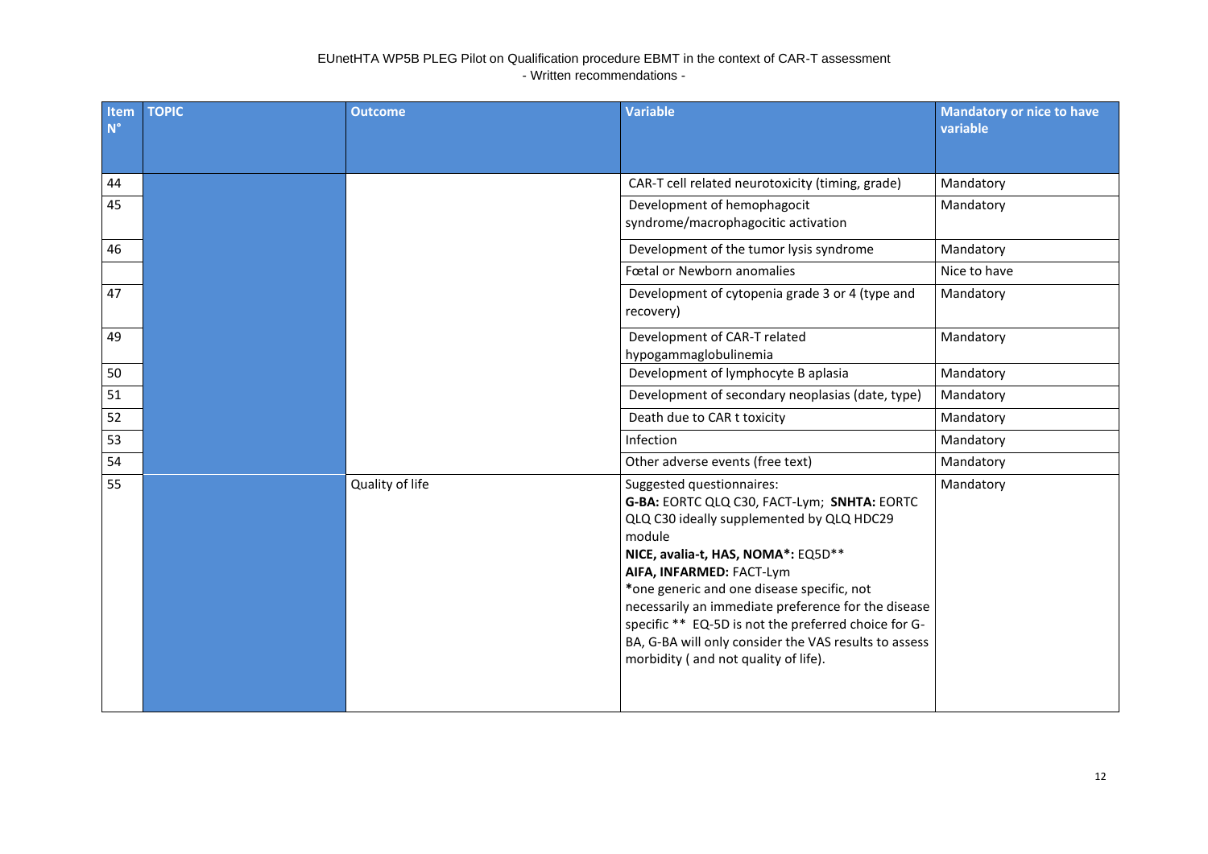| Item N° | TOPIC | Outcome | Variable | Mandatory or nice to have variable |
|---|---|---|---|---|
| 44 | | | CAR-T cell related neurotoxicity (timing, grade) | Mandatory |
| 45 | | | Development of hemophagocit syndrome/macrophagocitic activation | Mandatory |
| 46 | | | Development of the tumor lysis syndrome | Mandatory |
| | | | Fœtal or Newborn anomalies | Nice to have |
| 47 | | | Development of cytopenia grade 3 or 4 (type and recovery) | Mandatory |
| 49 | | | Development of CAR-T related hypogammaglobulinemia | Mandatory |
| 50 | | | Development of lymphocyte B aplasia | Mandatory |
| 51 | | | Development of secondary neoplasias (date, type) | Mandatory |
| 52 | | | Death due to CAR t toxicity | Mandatory |
| 53 | | | Infection | Mandatory |
| 54 | | | Other adverse events (free text) | Mandatory |
| 55 | | Quality of life | Suggested questionnaires: **G-BA:** EORTC QLQ C30, FACT-Lym; **SNHTA:** EORTC QLQ C30 ideally supplemented by QLQ HDC29 module **NICE, avalia-t, HAS, NOMA*:** EQ5D** **AIFA, INFARMED:** FACT-Lym *one generic and one disease specific, not necessarily an immediate preference for the disease specific ** EQ-5D is not the preferred choice for G-BA, G-BA will only consider the VAS results to assess morbidity ( and not quality of life). | Mandatory |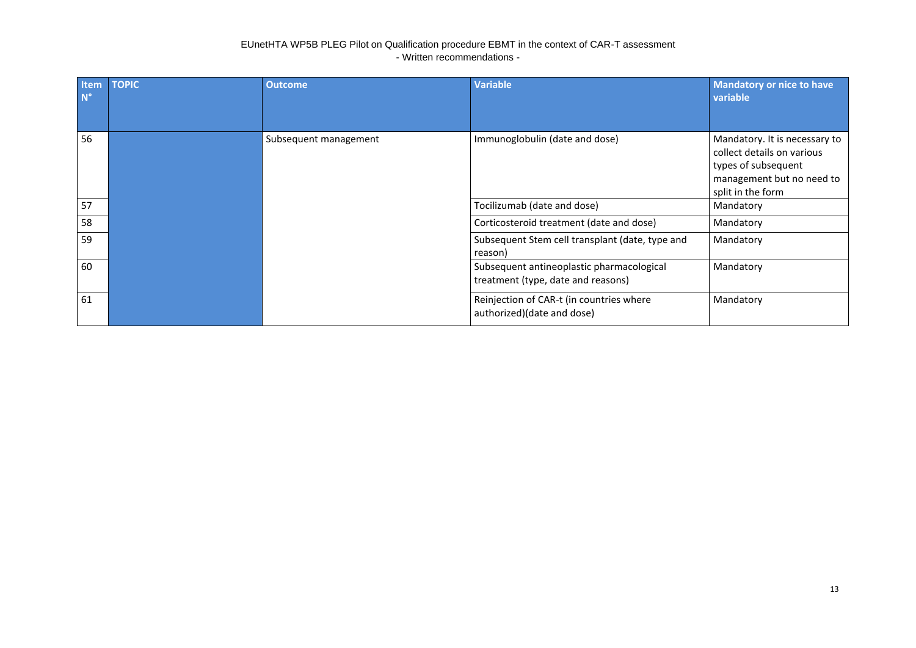| Item N° | TOPIC | Outcome | Variable | Mandatory or nice to have variable |
|---|---|---|---|---|
| 56 | | Subsequent management | Immunoglobulin (date and dose) | Mandatory. It is necessary to collect details on various types of subsequent management but no need to split in the form |
| 57 | | | Tocilizumab (date and dose) | Mandatory |
| 58 | | | Corticosteroid treatment (date and dose) | Mandatory |
| 59 | | | Subsequent Stem cell transplant (date, type and reason) | Mandatory |
| 60 | | | Subsequent antineoplastic pharmacological treatment (type, date and reasons) | Mandatory |
| 61 | | | Reinjection of CAR-t (in countries where authorized)(date and dose) | Mandatory |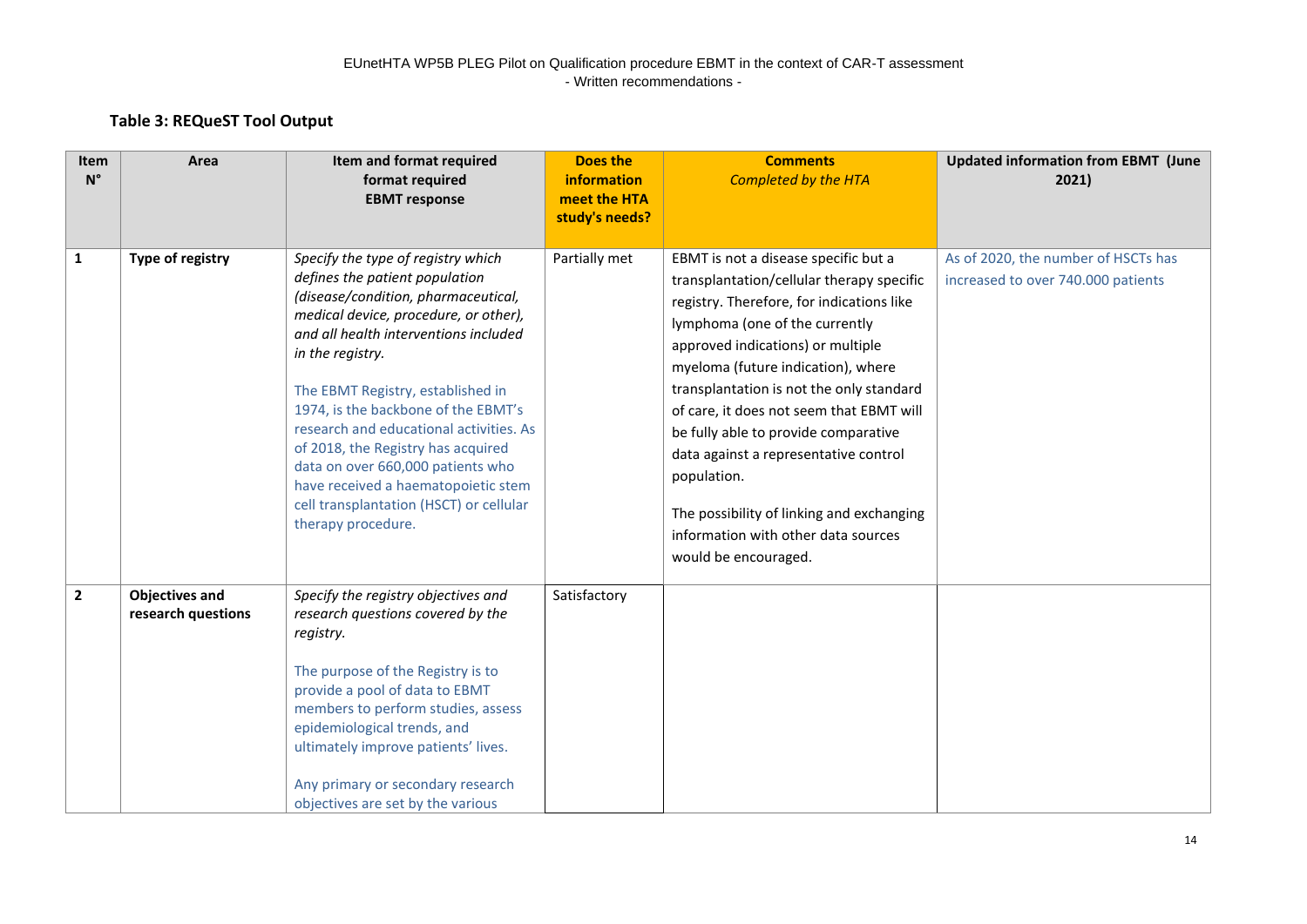### Table 3: REQueST Tool Output

| Item N° | Area | Item and format required format required EBMT response | Does the information meet the HTA study's needs? | Comments *Completed by the HTA* | Updated information from EBMT (June 2021) |
|---|---|---|---|---|---|
| 1 | **Type of registry** | *Specify the type of registry which defines the patient population (disease/condition, pharmaceutical, medical device, procedure, or other), and all health interventions included in the registry.*<br><br>The EBMT Registry, established in 1974, is the backbone of the EBMT's research and educational activities. As of 2018, the Registry has acquired data on over 660,000 patients who have received a haematopoietic stem cell transplantation (HSCT) or cellular therapy procedure. | Partially met | EBMT is not a disease specific but a transplantation/cellular therapy specific registry. Therefore, for indications like lymphoma (one of the currently approved indications) or multiple myeloma (future indication), where transplantation is not the only standard of care, it does not seem that EBMT will be fully able to provide comparative data against a representative control population.<br><br>The possibility of linking and exchanging information with other data sources would be encouraged. | As of 2020, the number of HSCTs has increased to over 740.000 patients |
| 2 | **Objectives and research questions** | *Specify the registry objectives and research questions covered by the registry.*<br><br>The purpose of the Registry is to provide a pool of data to EBMT members to perform studies, assess epidemiological trends, and ultimately improve patients' lives.<br><br>Any primary or secondary research objectives are set by the various | Satisfactory | | |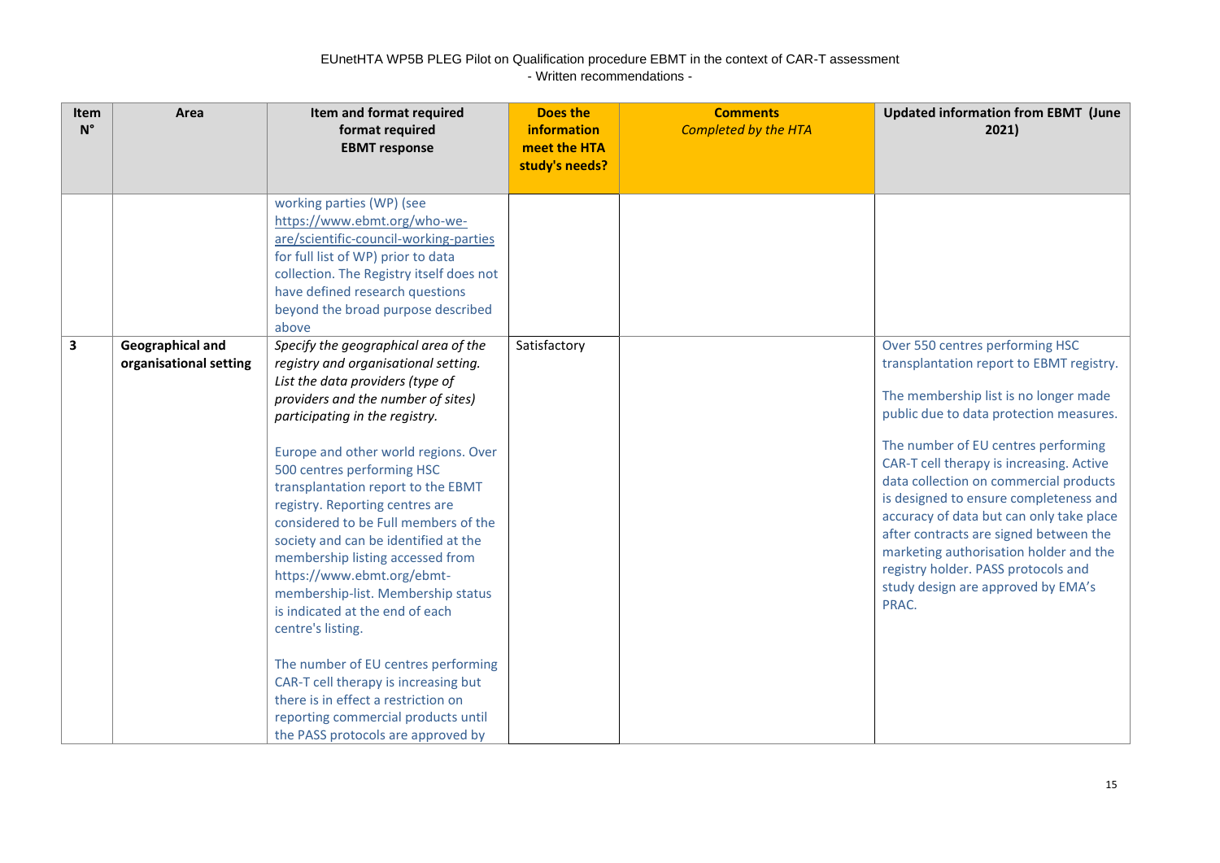EUnetHTA WP5B PLEG Pilot on Qualification procedure EBMT in the context of CAR-T assessment
- Written recommendations -

| Item N° | Area | Item and format required format required EBMT response | Does the information meet the HTA study's needs? | Comments *Completed by the HTA* | Updated information from EBMT (June 2021) |
|---|---|---|---|---|---|
| | | working parties (WP) (see https://www.ebmt.org/who-we-are/scientific-council-working-parties for full list of WP) prior to data collection. The Registry itself does not have defined research questions beyond the broad purpose described above | | | |
| **3** | **Geographical and organisational setting** | *Specify the geographical area of the registry and organisational setting. List the data providers (type of providers and the number of sites) participating in the registry.*<br><br>Europe and other world regions. Over 500 centres performing HSC transplantation report to the EBMT registry. Reporting centres are considered to be Full members of the society and can be identified at the membership listing accessed from https://www.ebmt.org/ebmt-membership-list. Membership status is indicated at the end of each centre's listing.<br><br>The number of EU centres performing CAR-T cell therapy is increasing but there is in effect a restriction on reporting commercial products until the PASS protocols are approved by | Satisfactory | | Over 550 centres performing HSC transplantation report to EBMT registry.<br><br>The membership list is no longer made public due to data protection measures.<br><br>The number of EU centres performing CAR-T cell therapy is increasing. Active data collection on commercial products is designed to ensure completeness and accuracy of data but can only take place after contracts are signed between the marketing authorisation holder and the registry holder. PASS protocols and study design are approved by EMA's PRAC. |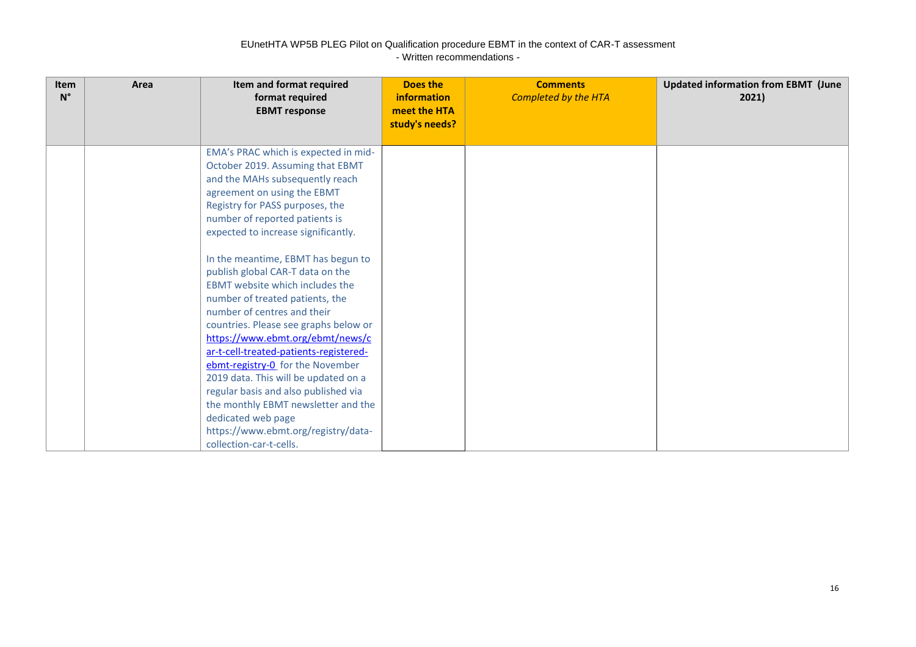EUnetHTA WP5B PLEG Pilot on Qualification procedure EBMT in the context of CAR-T assessment
- Written recommendations -

| Item N° | Area | Item and format required format required **EBMT response** | Does the information meet the HTA study's needs? | Comments *Completed by the HTA* | Updated information from EBMT (June 2021) |
|---|---|---|---|---|---|
| | | EMA's PRAC which is expected in mid-October 2019. Assuming that EBMT and the MAHs subsequently reach agreement on using the EBMT Registry for PASS purposes, the number of reported patients is expected to increase significantly.<br><br>In the meantime, EBMT has begun to publish global CAR-T data on the EBMT website which includes the number of treated patients, the number of centres and their countries. Please see graphs below or https://www.ebmt.org/ebmt/news/car-t-cell-treated-patients-registered-ebmt-registry-0 for the November 2019 data. This will be updated on a regular basis and also published via the monthly EBMT newsletter and the dedicated web page https://www.ebmt.org/registry/data-collection-car-t-cells. | | | |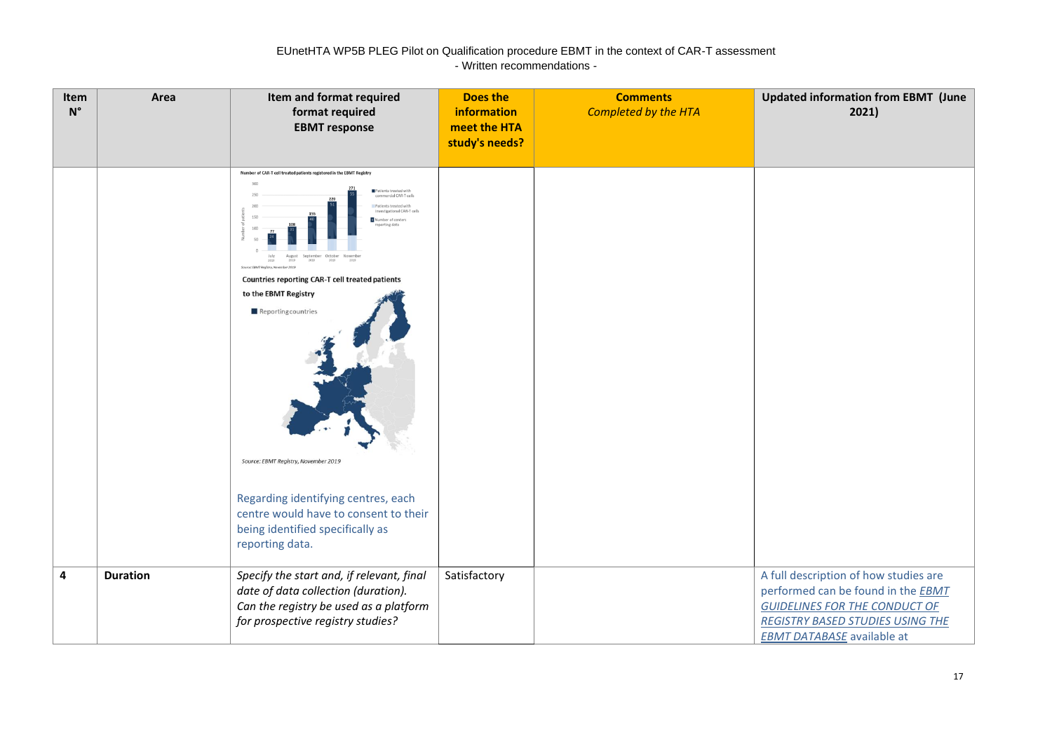EUnetHTA WP5B PLEG Pilot on Qualification procedure EBMT in the context of CAR-T assessment
- Written recommendations -

| Item N° | Area | Item and format required format required EBMT response | Does the information meet the HTA study's needs? | Comments *Completed by the HTA* | Updated information from EBMT (June 2021) |
|---|---|---|---|---|---|
| | | Number of CAR-T cell treated patients registered in the EBMT Registry<br>Source: EBMT Registry, November 2019<br>Countries reporting CAR-T cell treated patients to the EBMT Registry<br>Reporting countries<br>Source: EBMT Registry, November 2019<br><br>Regarding identifying centres, each centre would have to consent to their being identified specifically as reporting data. | | | |
| **4** | **Duration** | *Specify the start and, if relevant, final date of data collection (duration). Can the registry be used as a platform for prospective registry studies?* | Satisfactory | | A full description of how studies are performed can be found in the *EBMT GUIDELINES FOR THE CONDUCT OF REGISTRY BASED STUDIES USING THE EBMT DATABASE* available at |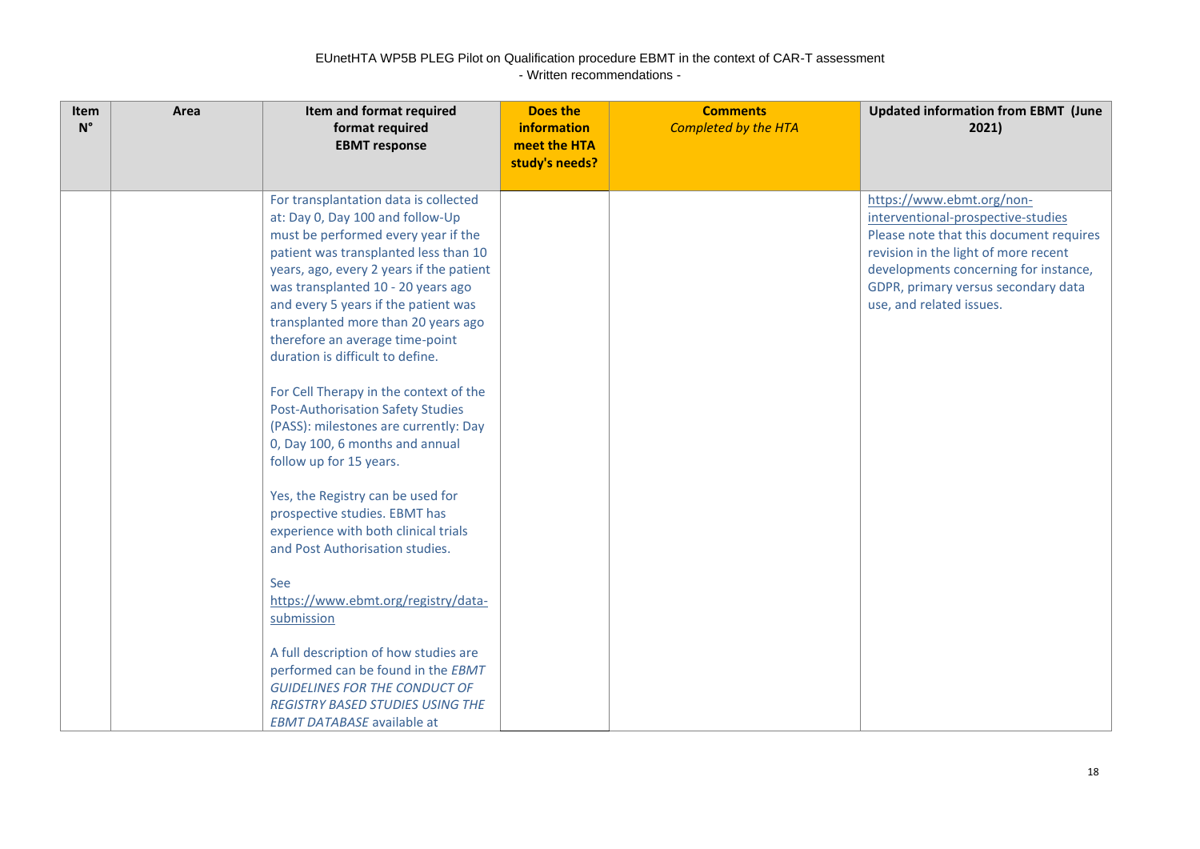| Item N° | Area | Item and format required format required EBMT response | Does the information meet the HTA study's needs? | Comments *Completed by the HTA* | Updated information from EBMT (June 2021) |
|---|---|---|---|---|---|
| | | For transplantation data is collected at: Day 0, Day 100 and follow-Up must be performed every year if the patient was transplanted less than 10 years, ago, every 2 years if the patient was transplanted 10 - 20 years ago and every 5 years if the patient was transplanted more than 20 years ago therefore an average time-point duration is difficult to define.<br><br>For Cell Therapy in the context of the Post-Authorisation Safety Studies (PASS): milestones are currently: Day 0, Day 100, 6 months and annual follow up for 15 years.<br><br>Yes, the Registry can be used for prospective studies. EBMT has experience with both clinical trials and Post Authorisation studies.<br><br>See https://www.ebmt.org/registry/data-submission<br><br>A full description of how studies are performed can be found in the *EBMT GUIDELINES FOR THE CONDUCT OF REGISTRY BASED STUDIES USING THE EBMT DATABASE* available at | | | https://www.ebmt.org/non-interventional-prospective-studies<br>Please note that this document requires revision in the light of more recent developments concerning for instance, GDPR, primary versus secondary data use, and related issues. |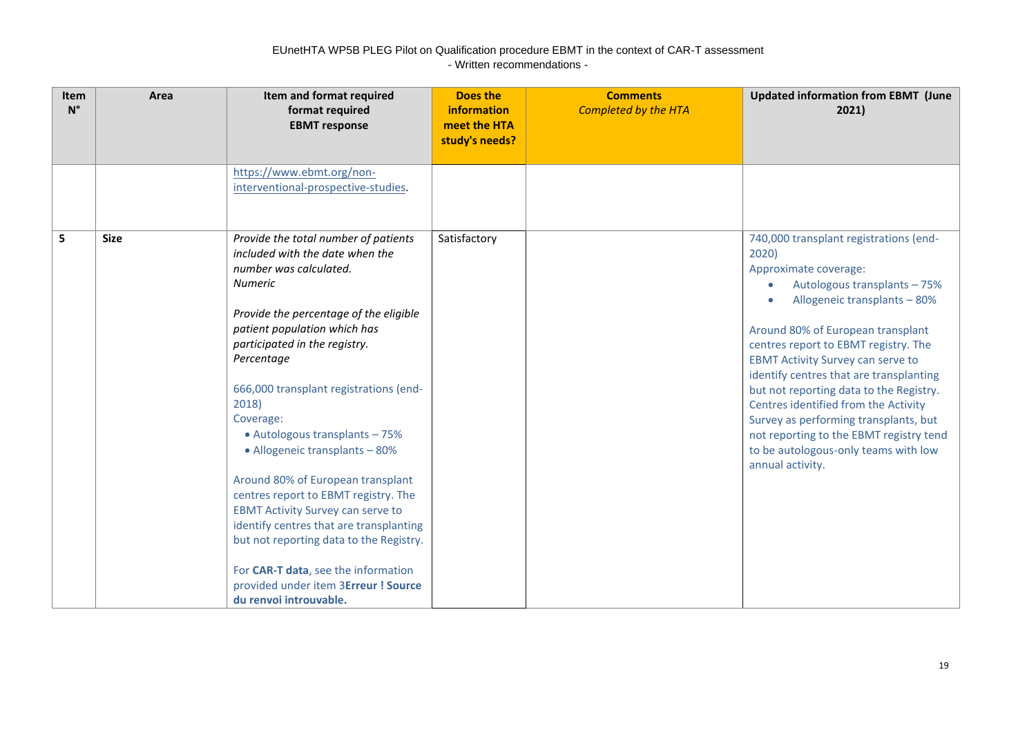EUnetHTA WP5B PLEG Pilot on Qualification procedure EBMT in the context of CAR-T assessment
- Written recommendations -

| Item N° | Area | Item and format required format required EBMT response | Does the information meet the HTA study's needs? | Comments *Completed by the HTA* | Updated information from EBMT (June 2021) |
|---|---|---|---|---|---|
| | | https://www.ebmt.org/non-interventional-prospective-studies. | | | |
| **5** | **Size** | *Provide the total number of patients included with the date when the number was calculated.*<br>*Numeric*<br><br>*Provide the percentage of the eligible patient population which has participated in the registry.*<br>*Percentage*<br><br>666,000 transplant registrations (end-2018)<br>Coverage:<br>• Autologous transplants – 75%<br>• Allogeneic transplants – 80%<br><br>Around 80% of European transplant centres report to EBMT registry. The EBMT Activity Survey can serve to identify centres that are transplanting but not reporting data to the Registry.<br><br>For **CAR-T data**, see the information provided under item 3**Erreur ! Source du renvoi introuvable.** | Satisfactory | | 740,000 transplant registrations (end-2020)<br>Approximate coverage:<br>• Autologous transplants – 75%<br>• Allogeneic transplants – 80%<br><br>Around 80% of European transplant centres report to EBMT registry. The EBMT Activity Survey can serve to identify centres that are transplanting but not reporting data to the Registry. Centres identified from the Activity Survey as performing transplants, but not reporting to the EBMT registry tend to be autologous-only teams with low annual activity. |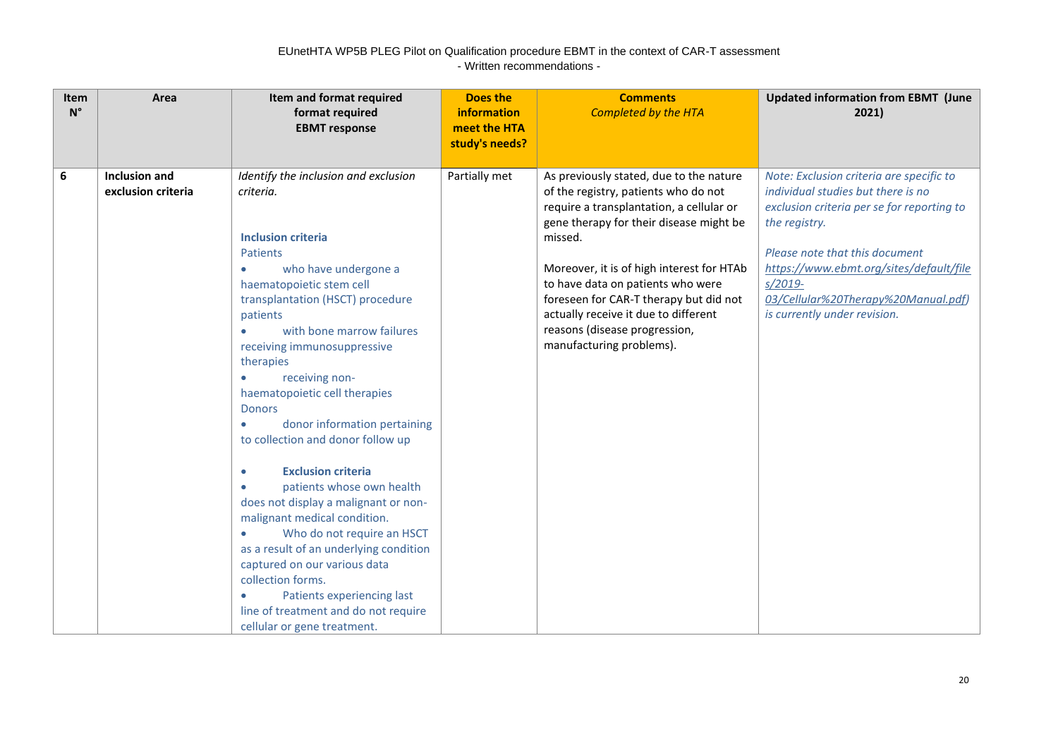EUnetHTA WP5B PLEG Pilot on Qualification procedure EBMT in the context of CAR-T assessment
- Written recommendations -

| Item N° | Area | Item and format required format required EBMT response | Does the information meet the HTA study's needs? | Comments *Completed by the HTA* | Updated information from EBMT (June 2021) |
|---|---|---|---|---|---|
| **6** | **Inclusion and exclusion criteria** | *Identify the inclusion and exclusion criteria.*<br><br>**Inclusion criteria**<br>Patients<br>• who have undergone a haematopoietic stem cell transplantation (HSCT) procedure patients<br>• with bone marrow failures receiving immunosuppressive therapies<br>• receiving non-haematopoietic cell therapies<br>Donors<br>• donor information pertaining to collection and donor follow up<br><br>• **Exclusion criteria**<br>• patients whose own health does not display a malignant or non-malignant medical condition.<br>• Who do not require an HSCT as a result of an underlying condition captured on our various data collection forms.<br>• Patients experiencing last line of treatment and do not require cellular or gene treatment. | Partially met | As previously stated, due to the nature of the registry, patients who do not require a transplantation, a cellular or gene therapy for their disease might be missed.<br><br>Moreover, it is of high interest for HTAb to have data on patients who were foreseen for CAR-T therapy but did not actually receive it due to different reasons (disease progression, manufacturing problems). | *Note: Exclusion criteria are specific to individual studies but there is no exclusion criteria per se for reporting to the registry.*<br><br>*Please note that this document https://www.ebmt.org/sites/default/files/2019-03/Cellular%20Therapy%20Manual.pdf) is currently under revision.* |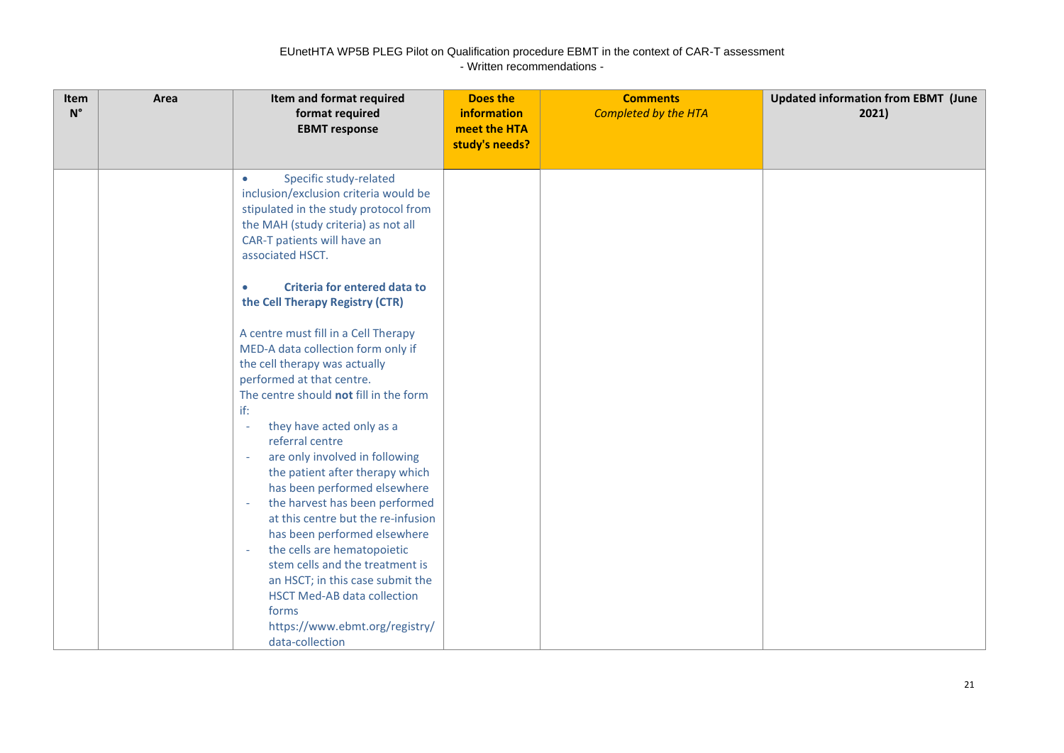EUnetHTA WP5B PLEG Pilot on Qualification procedure EBMT in the context of CAR-T assessment
- Written recommendations -

| Item N° | Area | Item and format required format required EBMT response | Does the information meet the HTA study's needs? | Comments *Completed by the HTA* | Updated information from EBMT (June 2021) |
|---|---|---|---|---|---|
| | | • Specific study-related inclusion/exclusion criteria would be stipulated in the study protocol from the MAH (study criteria) as not all CAR-T patients will have an associated HSCT.<br><br>• **Criteria for entered data to the Cell Therapy Registry (CTR)**<br><br>A centre must fill in a Cell Therapy MED-A data collection form only if the cell therapy was actually performed at that centre.<br>The centre should **not** fill in the form if:<br>- they have acted only as a referral centre<br>- are only involved in following the patient after therapy which has been performed elsewhere<br>- the harvest has been performed at this centre but the re-infusion has been performed elsewhere<br>- the cells are hematopoietic stem cells and the treatment is an HSCT; in this case submit the HSCT Med-AB data collection forms https://www.ebmt.org/registry/data-collection | | | |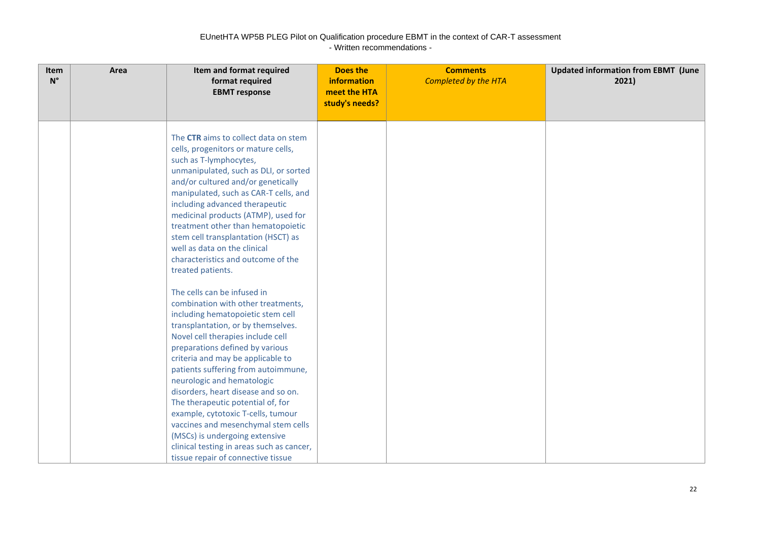| Item N° | Area | Item and format required format required EBMT response | Does the information meet the HTA study's needs? | Comments *Completed by the HTA* | Updated information from EBMT (June 2021) |
|---|---|---|---|---|---|
| | | The **CTR** aims to collect data on stem cells, progenitors or mature cells, such as T-lymphocytes, unmanipulated, such as DLI, or sorted and/or cultured and/or genetically manipulated, such as CAR-T cells, and including advanced therapeutic medicinal products (ATMP), used for treatment other than hematopoietic stem cell transplantation (HSCT) as well as data on the clinical characteristics and outcome of the treated patients.<br><br>The cells can be infused in combination with other treatments, including hematopoietic stem cell transplantation, or by themselves. Novel cell therapies include cell preparations defined by various criteria and may be applicable to patients suffering from autoimmune, neurologic and hematologic disorders, heart disease and so on. The therapeutic potential of, for example, cytotoxic T-cells, tumour vaccines and mesenchymal stem cells (MSCs) is undergoing extensive clinical testing in areas such as cancer, tissue repair of connective tissue | | | |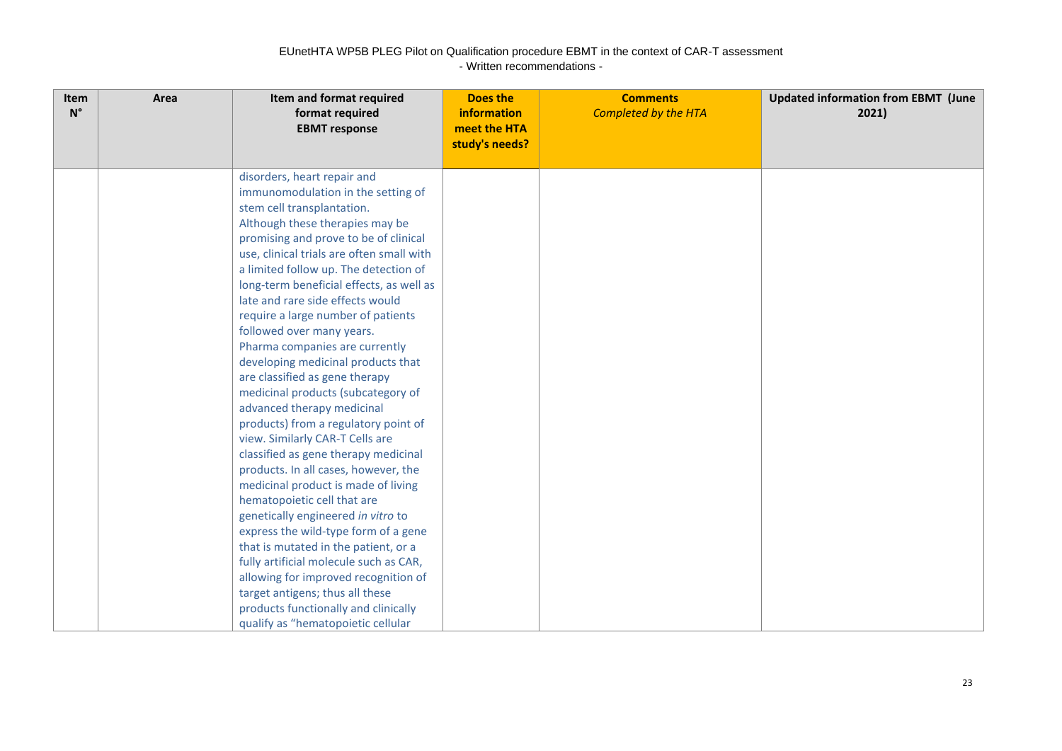EUnetHTA WP5B PLEG Pilot on Qualification procedure EBMT in the context of CAR-T assessment
- Written recommendations -

| Item N° | Area | Item and format required format required EBMT response | Does the information meet the HTA study's needs? | Comments *Completed by the HTA* | Updated information from EBMT (June 2021) |
|---|---|---|---|---|---|
| | | disorders, heart repair and immunomodulation in the setting of stem cell transplantation. Although these therapies may be promising and prove to be of clinical use, clinical trials are often small with a limited follow up. The detection of long-term beneficial effects, as well as late and rare side effects would require a large number of patients followed over many years. Pharma companies are currently developing medicinal products that are classified as gene therapy medicinal products (subcategory of advanced therapy medicinal products) from a regulatory point of view. Similarly CAR-T Cells are classified as gene therapy medicinal products. In all cases, however, the medicinal product is made of living hematopoietic cell that are genetically engineered *in vitro* to express the wild-type form of a gene that is mutated in the patient, or a fully artificial molecule such as CAR, allowing for improved recognition of target antigens; thus all these products functionally and clinically qualify as "hematopoietic cellular | | | |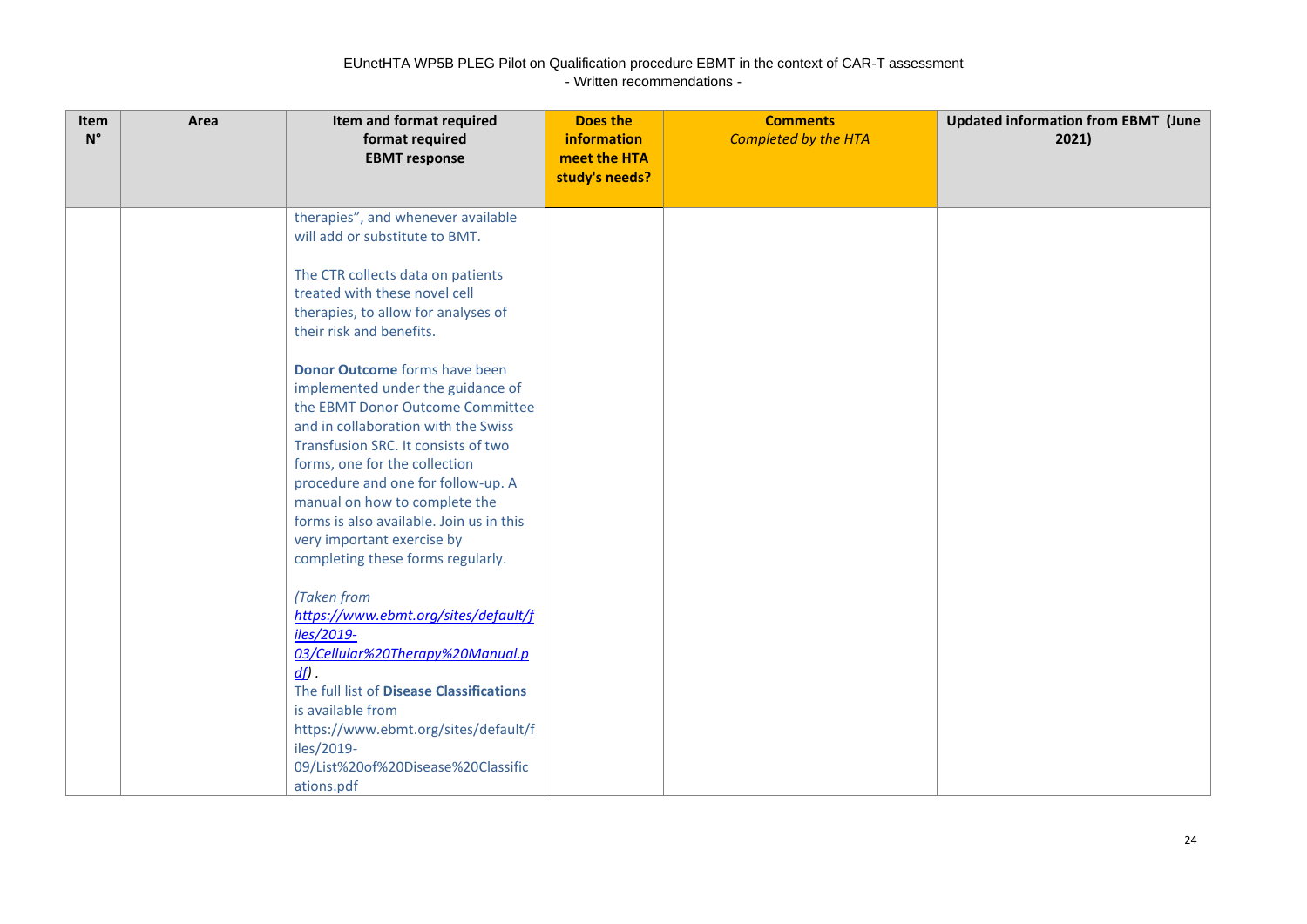| Item N° | Area | Item and format required format required EBMT response | Does the information meet the HTA study's needs? | Comments *Completed by the HTA* | Updated information from EBMT (June 2021) |
|---|---|---|---|---|---|
| | | therapies", and whenever available will add or substitute to BMT.<br><br>The CTR collects data on patients treated with these novel cell therapies, to allow for analyses of their risk and benefits.<br><br>**Donor Outcome** forms have been implemented under the guidance of the EBMT Donor Outcome Committee and in collaboration with the Swiss Transfusion SRC. It consists of two forms, one for the collection procedure and one for follow-up. A manual on how to complete the forms is also available. Join us in this very important exercise by completing these forms regularly.<br><br>*(Taken from https://www.ebmt.org/sites/default/files/2019-03/Cellular%20Therapy%20Manual.pdf)*.<br>The full list of **Disease Classifications** is available from https://www.ebmt.org/sites/default/files/2019-09/List%20of%20Disease%20Classifications.pdf | | | |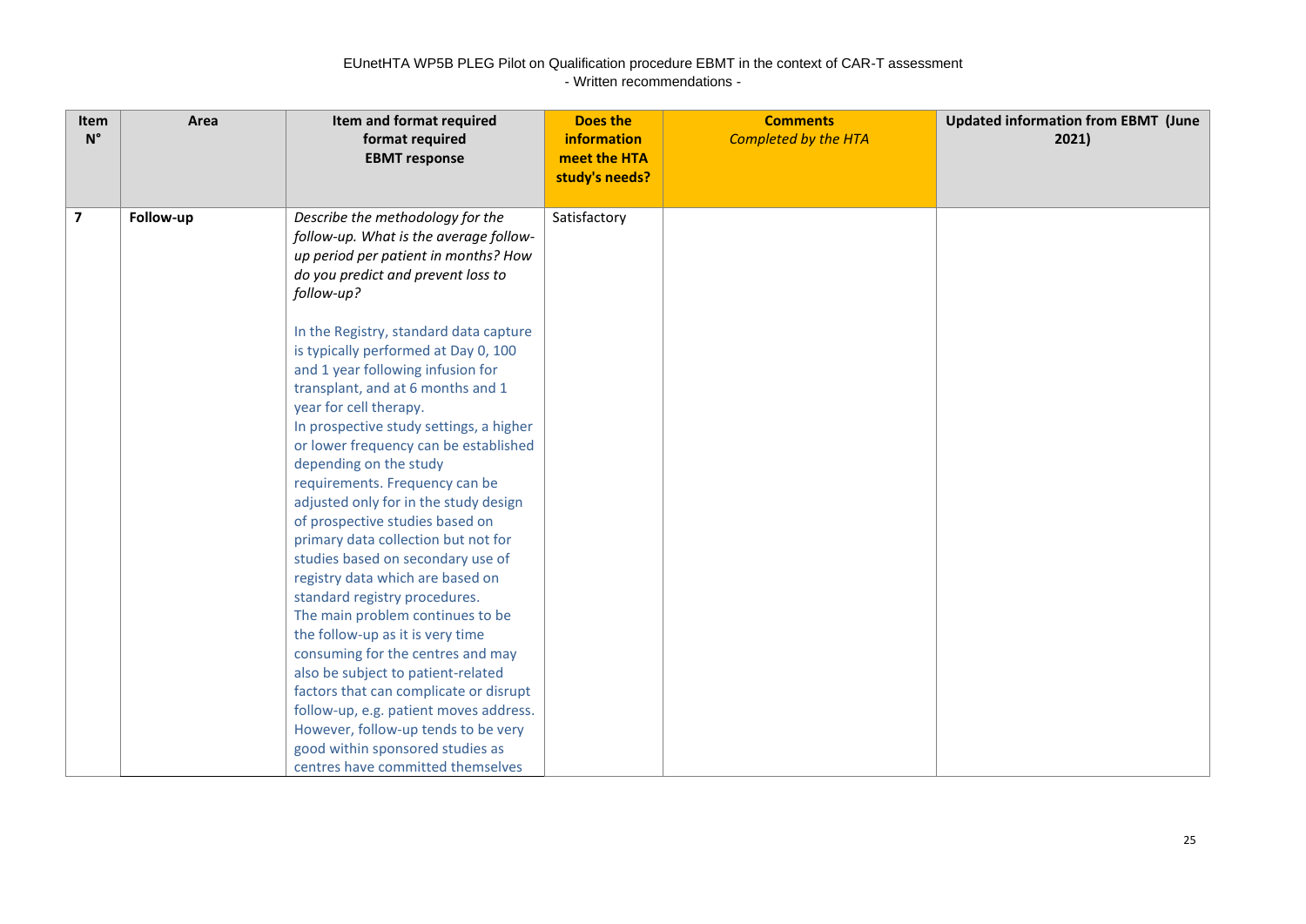| Item N° | Area | Item and format required<br>format required<br>EBMT response | Does the information meet the HTA study's needs? | Comments<br>*Completed by the HTA* | Updated information from EBMT (June 2021) |
|---|---|---|---|---|---|
| **7** | **Follow-up** | *Describe the methodology for the follow-up. What is the average follow-up period per patient in months? How do you predict and prevent loss to follow-up?*<br><br>In the Registry, standard data capture is typically performed at Day 0, 100 and 1 year following infusion for transplant, and at 6 months and 1 year for cell therapy.<br>In prospective study settings, a higher or lower frequency can be established depending on the study requirements. Frequency can be adjusted only for in the study design of prospective studies based on primary data collection but not for studies based on secondary use of registry data which are based on standard registry procedures.<br>The main problem continues to be the follow-up as it is very time consuming for the centres and may also be subject to patient-related factors that can complicate or disrupt follow-up, e.g. patient moves address. However, follow-up tends to be very good within sponsored studies as centres have committed themselves | Satisfactory | | |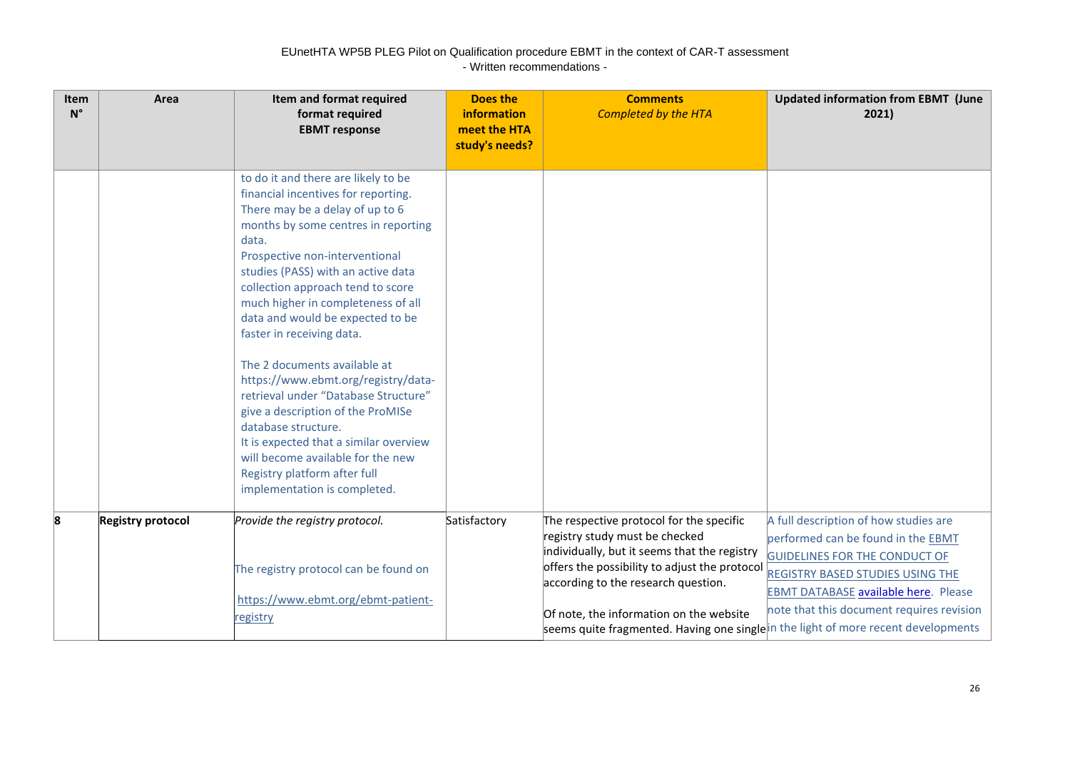EUnetHTA WP5B PLEG Pilot on Qualification procedure EBMT in the context of CAR-T assessment
- Written recommendations -

| Item N° | Area | Item and format required format required EBMT response | Does the information meet the HTA study's needs? | Comments *Completed by the HTA* | Updated information from EBMT (June 2021) |
|---|---|---|---|---|---|
| | | to do it and there are likely to be financial incentives for reporting. There may be a delay of up to 6 months by some centres in reporting data.<br>Prospective non-interventional studies (PASS) with an active data collection approach tend to score much higher in completeness of all data and would be expected to be faster in receiving data.<br><br>The 2 documents available at https://www.ebmt.org/registry/data-retrieval under "Database Structure" give a description of the ProMISe database structure.<br>It is expected that a similar overview will become available for the new Registry platform after full implementation is completed. | | | |
| **8** | **Registry protocol** | *Provide the registry protocol.*<br><br>The registry protocol can be found on<br><br>https://www.ebmt.org/ebmt-patient-registry | Satisfactory | The respective protocol for the specific registry study must be checked individually, but it seems that the registry offers the possibility to adjust the protocol according to the research question.<br><br>Of note, the information on the website seems quite fragmented. Having one single | A full description of how studies are performed can be found in the EBMT GUIDELINES FOR THE CONDUCT OF REGISTRY BASED STUDIES USING THE EBMT DATABASE available here. Please note that this document requires revision in the light of more recent developments |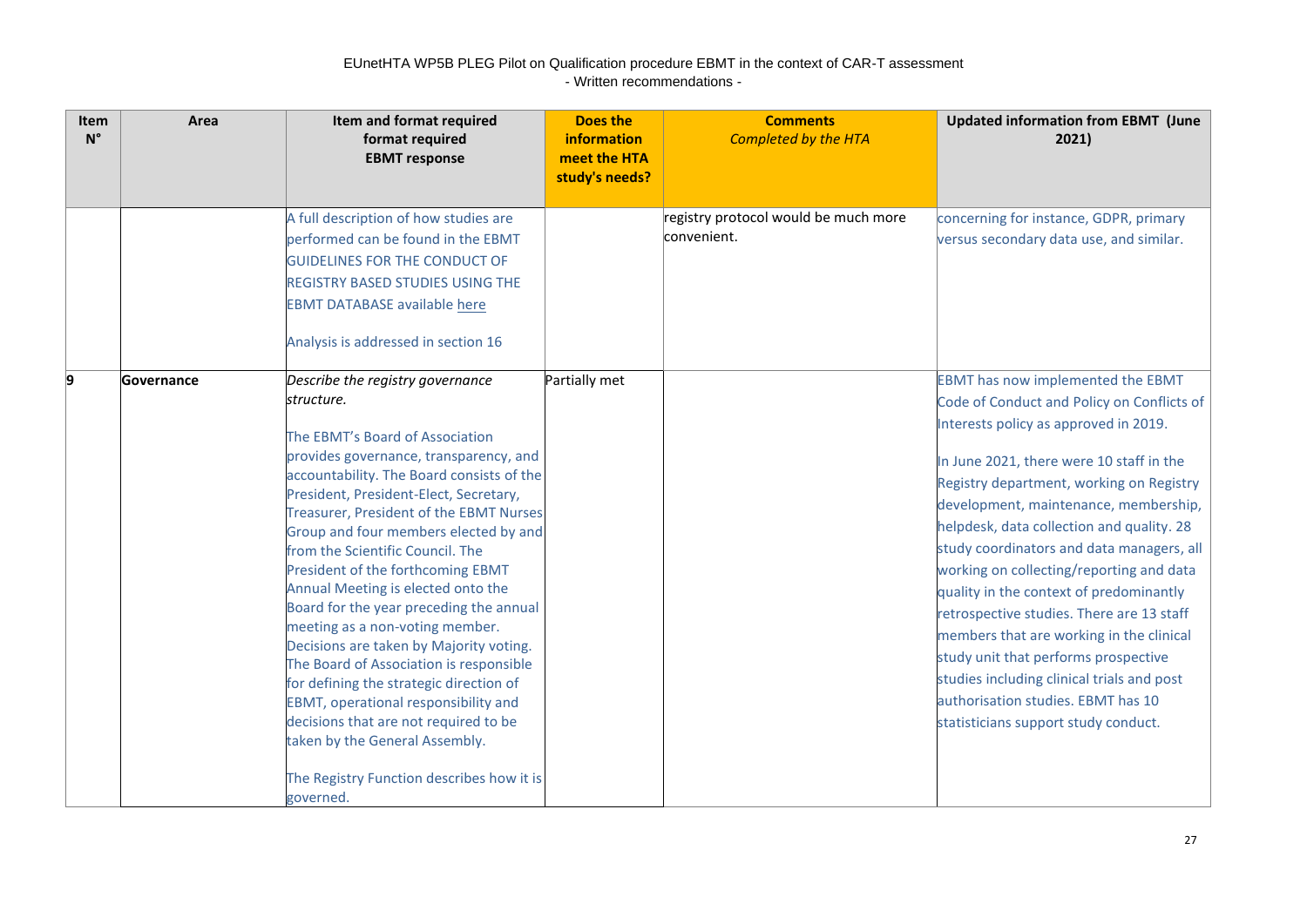| Item N° | Area | Item and format required format required EBMT response | Does the information meet the HTA study's needs? | Comments *Completed by the HTA* | Updated information from EBMT (June 2021) |
|---|---|---|---|---|---|
| | | A full description of how studies are performed can be found in the EBMT GUIDELINES FOR THE CONDUCT OF REGISTRY BASED STUDIES USING THE EBMT DATABASE available here<br><br>Analysis is addressed in section 16 | | registry protocol would be much more convenient. | concerning for instance, GDPR, primary versus secondary data use, and similar. |
| **9** | **Governance** | *Describe the registry governance structure.*<br><br>The EBMT's Board of Association provides governance, transparency, and accountability. The Board consists of the President, President-Elect, Secretary, Treasurer, President of the EBMT Nurses Group and four members elected by and from the Scientific Council. The President of the forthcoming EBMT Annual Meeting is elected onto the Board for the year preceding the annual meeting as a non-voting member. Decisions are taken by Majority voting. The Board of Association is responsible for defining the strategic direction of EBMT, operational responsibility and decisions that are not required to be taken by the General Assembly.<br><br>The Registry Function describes how it is governed. | Partially met | | EBMT has now implemented the EBMT Code of Conduct and Policy on Conflicts of Interests policy as approved in 2019.<br><br>In June 2021, there were 10 staff in the Registry department, working on Registry development, maintenance, membership, helpdesk, data collection and quality. 28 study coordinators and data managers, all working on collecting/reporting and data quality in the context of predominantly retrospective studies. There are 13 staff members that are working in the clinical study unit that performs prospective studies including clinical trials and post authorisation studies. EBMT has 10 statisticians support study conduct. |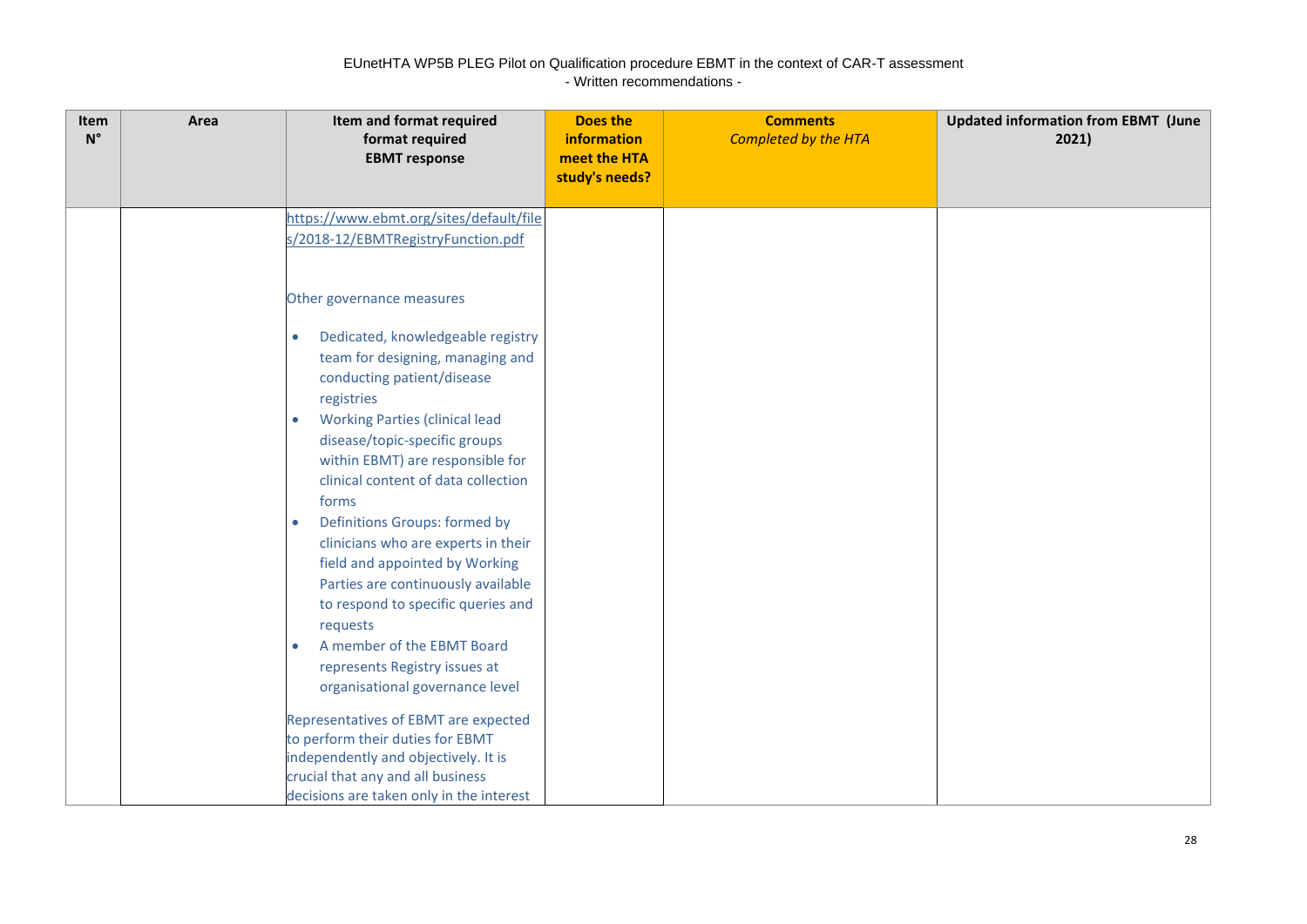| Item N° | Area | Item and format required format required EBMT response | Does the information meet the HTA study's needs? | Comments *Completed by the HTA* | Updated information from EBMT (June 2021) |
|---|---|---|---|---|---|
| | | https://www.ebmt.org/sites/default/files/2018-12/EBMTRegistryFunction.pdf<br><br>Other governance measures<br><br>• Dedicated, knowledgeable registry team for designing, managing and conducting patient/disease registries<br>• Working Parties (clinical lead disease/topic-specific groups within EBMT) are responsible for clinical content of data collection forms<br>• Definitions Groups: formed by clinicians who are experts in their field and appointed by Working Parties are continuously available to respond to specific queries and requests<br>• A member of the EBMT Board represents Registry issues at organisational governance level<br><br>Representatives of EBMT are expected to perform their duties for EBMT independently and objectively. It is crucial that any and all business decisions are taken only in the interest | | | |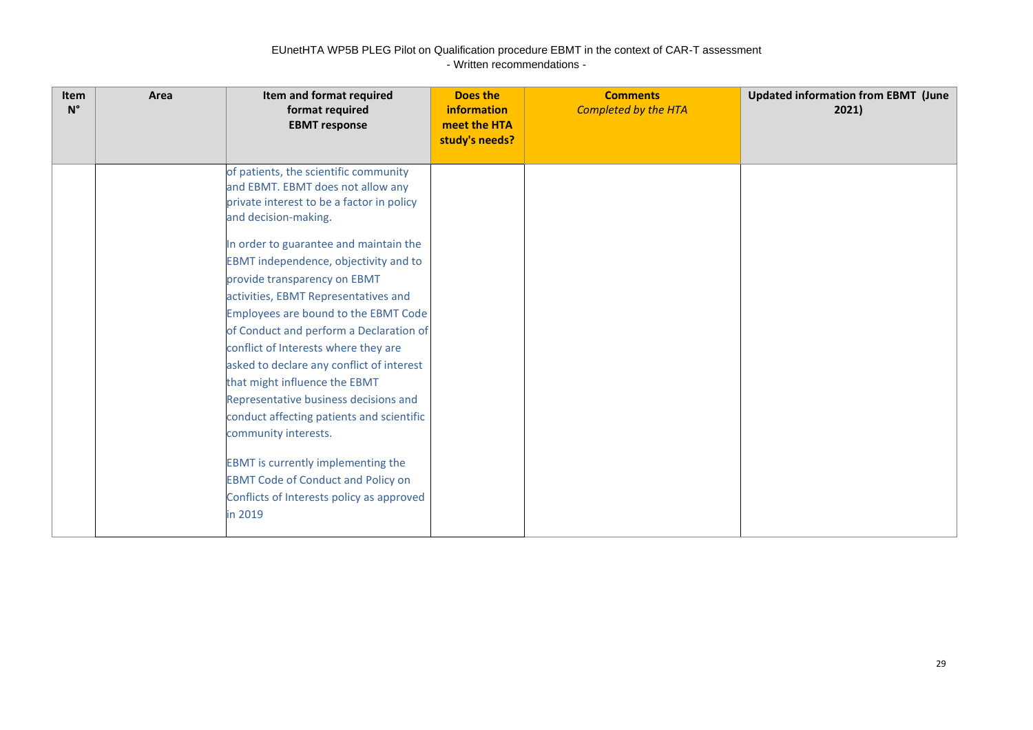| Item N° | Area | Item and format required format required EBMT response | Does the information meet the HTA study's needs? | Comments *Completed by the HTA* | Updated information from EBMT (June 2021) |
|---|---|---|---|---|---|
| | | of patients, the scientific community and EBMT. EBMT does not allow any private interest to be a factor in policy and decision-making.<br><br>In order to guarantee and maintain the EBMT independence, objectivity and to provide transparency on EBMT activities, EBMT Representatives and Employees are bound to the EBMT Code of Conduct and perform a Declaration of conflict of Interests where they are asked to declare any conflict of interest that might influence the EBMT Representative business decisions and conduct affecting patients and scientific community interests.<br><br>EBMT is currently implementing the EBMT Code of Conduct and Policy on Conflicts of Interests policy as approved in 2019 | | | |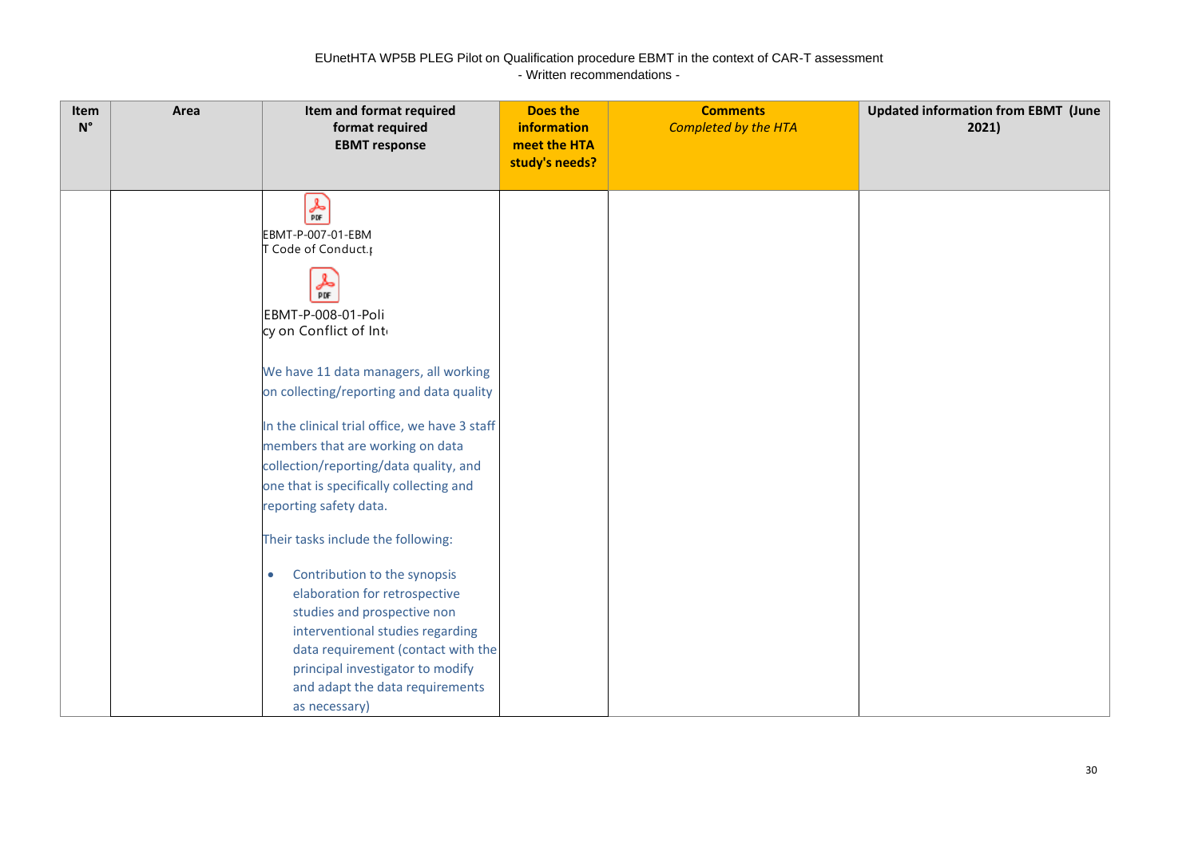EUnetHTA WP5B PLEG Pilot on Qualification procedure EBMT in the context of CAR-T assessment
- Written recommendations -

| Item N° | Area | Item and format required format required EBMT response | Does the information meet the HTA study's needs? | Comments *Completed by the HTA* | Updated information from EBMT (June 2021) |
|---|---|---|---|---|---|
| | | EBMT-P-007-01-EBMT Code of Conduct.p<br><br>EBMT-P-008-01-Policy on Conflict of Int<br><br>We have 11 data managers, all working on collecting/reporting and data quality<br><br>In the clinical trial office, we have 3 staff members that are working on data collection/reporting/data quality, and one that is specifically collecting and reporting safety data.<br><br>Their tasks include the following:<br><br>• Contribution to the synopsis elaboration for retrospective studies and prospective non interventional studies regarding data requirement (contact with the principal investigator to modify and adapt the data requirements as necessary) | | | |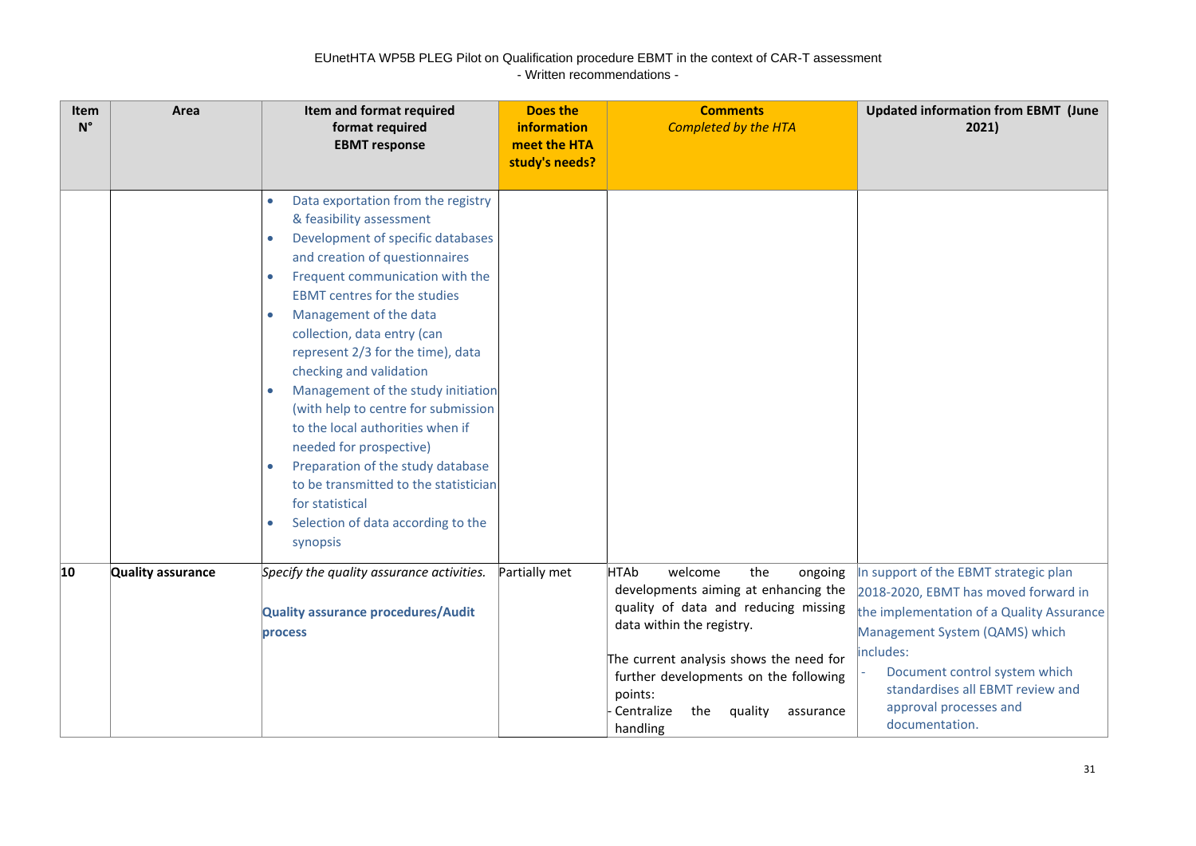| Item N° | Area | Item and format required format required EBMT response | Does the information meet the HTA study's needs? | Comments *Completed by the HTA* | Updated information from EBMT (June 2021) |
|---|---|---|---|---|---|
| | | • Data exportation from the registry & feasibility assessment<br>• Development of specific databases and creation of questionnaires<br>• Frequent communication with the EBMT centres for the studies<br>• Management of the data collection, data entry (can represent 2/3 for the time), data checking and validation<br>• Management of the study initiation (with help to centre for submission to the local authorities when if needed for prospective)<br>• Preparation of the study database to be transmitted to the statistician for statistical<br>• Selection of data according to the synopsis | | | |
| **10** | **Quality assurance** | *Specify the quality assurance activities.*<br><br>**Quality assurance procedures/Audit process** | Partially met | HTAb welcome the ongoing developments aiming at enhancing the quality of data and reducing missing data within the registry.<br><br>The current analysis shows the need for further developments on the following points:<br>- Centralize the quality assurance handling | In support of the EBMT strategic plan 2018-2020, EBMT has moved forward in the implementation of a Quality Assurance Management System (QAMS) which includes:<br>- Document control system which standardises all EBMT review and approval processes and documentation. |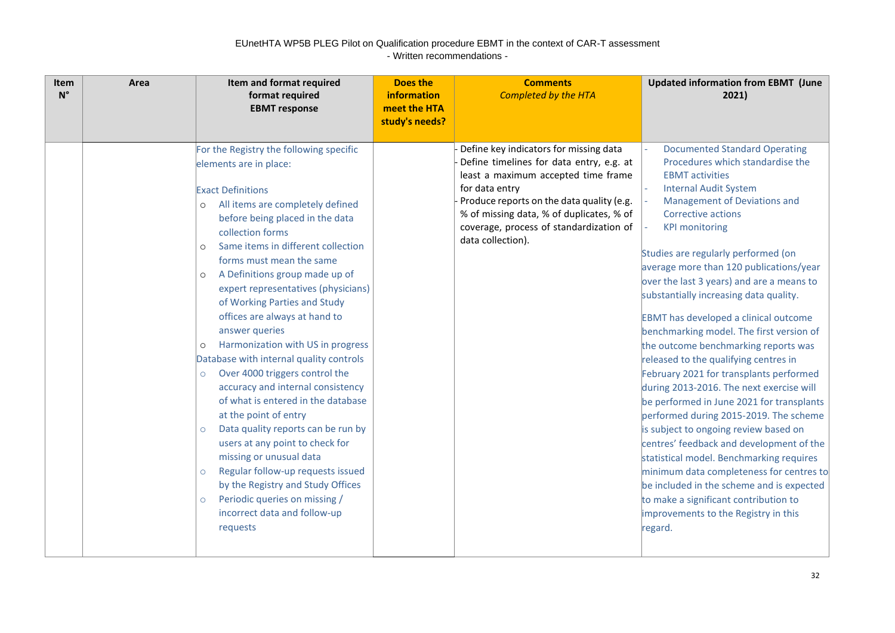EUnetHTA WP5B PLEG Pilot on Qualification procedure EBMT in the context of CAR-T assessment
- Written recommendations -

| Item N° | Area | Item and format required format required EBMT response | Does the information meet the HTA study's needs? | Comments *Completed by the HTA* | Updated information from EBMT (June 2021) |
|---|---|---|---|---|---|
| | | For the Registry the following specific elements are in place:<br><br>Exact Definitions<br>○ All items are completely defined before being placed in the data collection forms<br>○ Same items in different collection forms must mean the same<br>○ A Definitions group made up of expert representatives (physicians) of Working Parties and Study offices are always at hand to answer queries<br>○ Harmonization with US in progress<br>Database with internal quality controls<br>○ Over 4000 triggers control the accuracy and internal consistency of what is entered in the database at the point of entry<br>○ Data quality reports can be run by users at any point to check for missing or unusual data<br>○ Regular follow-up requests issued by the Registry and Study Offices<br>○ Periodic queries on missing / incorrect data and follow-up requests | | - Define key indicators for missing data<br>- Define timelines for data entry, e.g. at least a maximum accepted time frame for data entry<br>- Produce reports on the data quality (e.g. % of missing data, % of duplicates, % of coverage, process of standardization of data collection). | - Documented Standard Operating Procedures which standardise the EBMT activities<br>- Internal Audit System<br>- Management of Deviations and Corrective actions<br>- KPI monitoring<br><br>Studies are regularly performed (on average more than 120 publications/year over the last 3 years) and are a means to substantially increasing data quality.<br><br>EBMT has developed a clinical outcome benchmarking model. The first version of the outcome benchmarking reports was released to the qualifying centres in February 2021 for transplants performed during 2013-2016. The next exercise will be performed in June 2021 for transplants performed during 2015-2019. The scheme is subject to ongoing review based on centres' feedback and development of the statistical model. Benchmarking requires minimum data completeness for centres to be included in the scheme and is expected to make a significant contribution to improvements to the Registry in this regard. |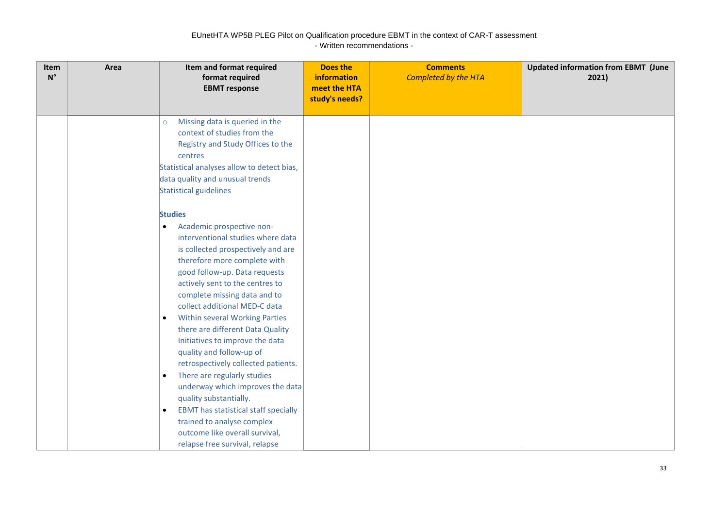EUnetHTA WP5B PLEG Pilot on Qualification procedure EBMT in the context of CAR-T assessment
- Written recommendations -

| Item N° | Area | Item and format required<br>format required<br>EBMT response | Does the information meet the HTA study's needs? | Comments<br>*Completed by the HTA* | Updated information from EBMT (June 2021) |
|---|---|---|---|---|---|
| | | ○ Missing data is queried in the context of studies from the Registry and Study Offices to the centres<br>Statistical analyses allow to detect bias, data quality and unusual trends<br>Statistical guidelines<br><br>**Studies**<br>• Academic prospective non-interventional studies where data is collected prospectively and are therefore more complete with good follow-up. Data requests actively sent to the centres to complete missing data and to collect additional MED-C data<br>• Within several Working Parties there are different Data Quality Initiatives to improve the data quality and follow-up of retrospectively collected patients.<br>• There are regularly studies underway which improves the data quality substantially.<br>• EBMT has statistical staff specially trained to analyse complex outcome like overall survival, relapse free survival, relapse | | | |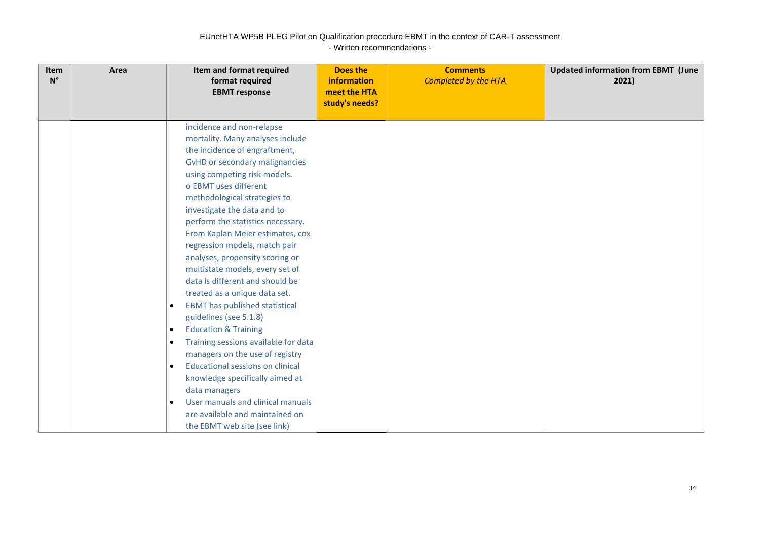EUnetHTA WP5B PLEG Pilot on Qualification procedure EBMT in the context of CAR-T assessment
- Written recommendations -

| Item N° | Area | Item and format required format required EBMT response | Does the information meet the HTA study's needs? | Comments *Completed by the HTA* | Updated information from EBMT (June 2021) |
|---|---|---|---|---|---|
| | | incidence and non-relapse mortality. Many analyses include the incidence of engraftment, GvHD or secondary malignancies using competing risk models.<br>o EBMT uses different methodological strategies to investigate the data and to perform the statistics necessary. From Kaplan Meier estimates, cox regression models, match pair analyses, propensity scoring or multistate models, every set of data is different and should be treated as a unique data set.<br>• EBMT has published statistical guidelines (see 5.1.8)<br>• Education & Training<br>• Training sessions available for data managers on the use of registry<br>• Educational sessions on clinical knowledge specifically aimed at data managers<br>• User manuals and clinical manuals are available and maintained on the EBMT web site (see link) | | | |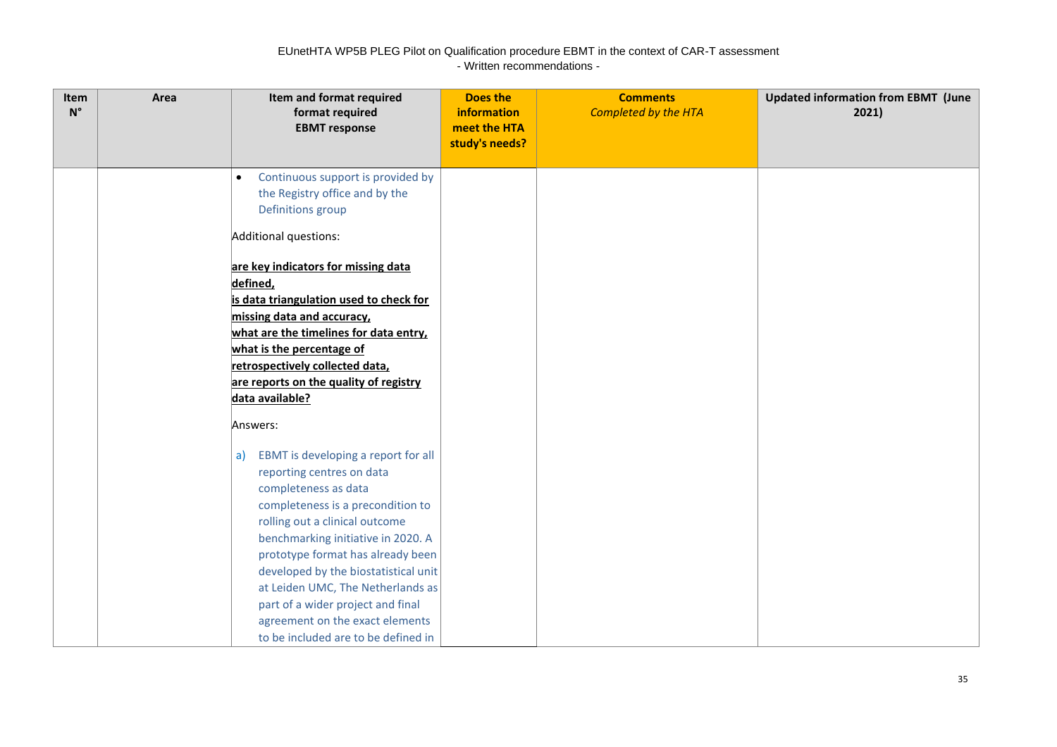EUnetHTA WP5B PLEG Pilot on Qualification procedure EBMT in the context of CAR-T assessment
- Written recommendations -

| Item N° | Area | Item and format required format required EBMT response | Does the information meet the HTA study's needs? | Comments *Completed by the HTA* | Updated information from EBMT (June 2021) |
|---|---|---|---|---|---|
| | | • Continuous support is provided by the Registry office and by the Definitions group<br><br>Additional questions:<br><br>**are key indicators for missing data defined,**<br>**is data triangulation used to check for missing data and accuracy,**<br>**what are the timelines for data entry,**<br>**what is the percentage of retrospectively collected data,**<br>**are reports on the quality of registry data available?**<br><br>Answers:<br><br>a) EBMT is developing a report for all reporting centres on data completeness as data completeness is a precondition to rolling out a clinical outcome benchmarking initiative in 2020. A prototype format has already been developed by the biostatistical unit at Leiden UMC, The Netherlands as part of a wider project and final agreement on the exact elements to be included are to be defined in | | | |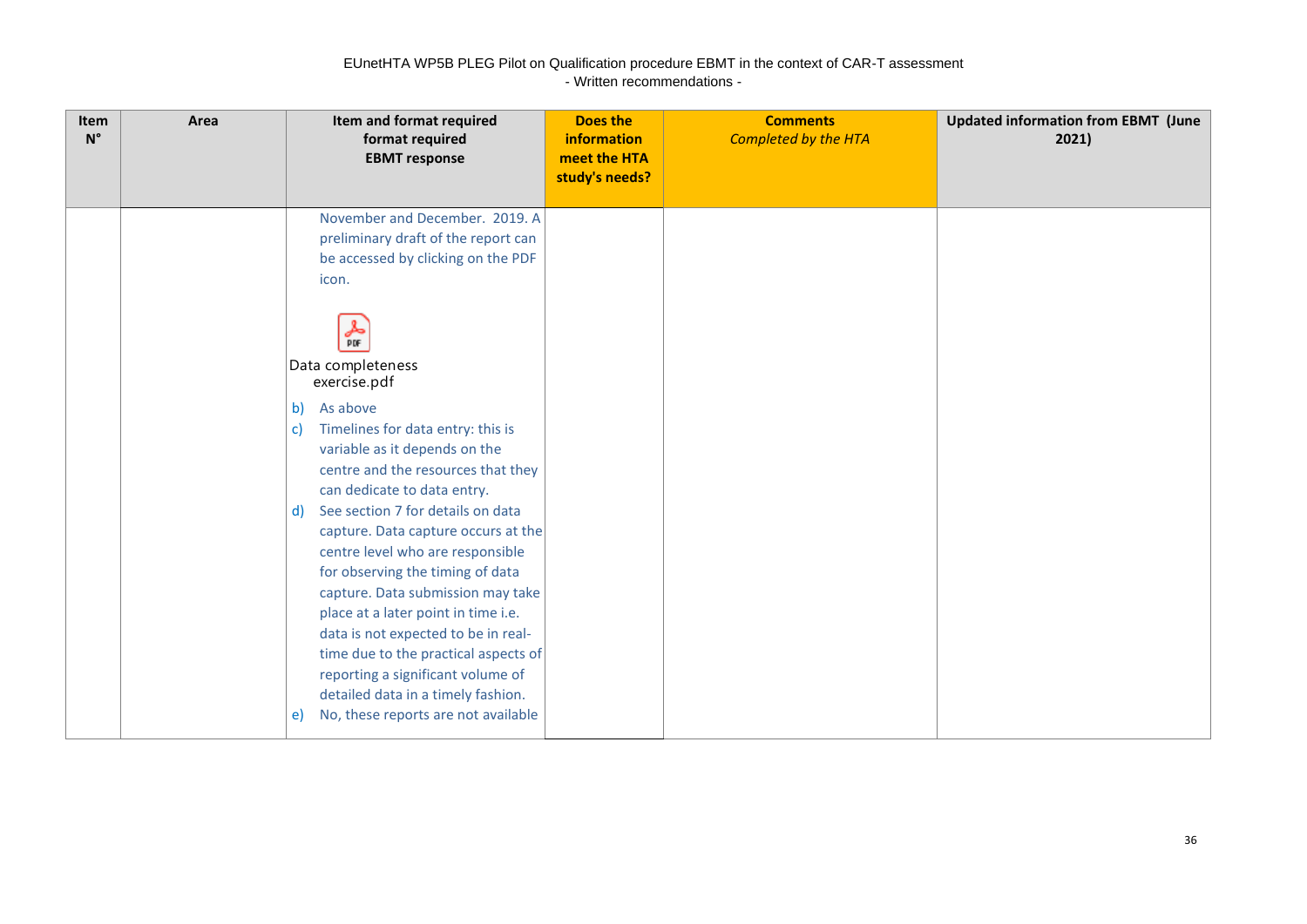EUnetHTA WP5B PLEG Pilot on Qualification procedure EBMT in the context of CAR-T assessment
- Written recommendations -

| Item N° | Area | Item and format required format required EBMT response | Does the information meet the HTA study's needs? | Comments *Completed by the HTA* | Updated information from EBMT (June 2021) |
|---|---|---|---|---|---|
| | | November and December. 2019. A preliminary draft of the report can be accessed by clicking on the PDF icon.<br><br>Data completeness exercise.pdf<br><br>b) As above<br>c) Timelines for data entry: this is variable as it depends on the centre and the resources that they can dedicate to data entry.<br>d) See section 7 for details on data capture. Data capture occurs at the centre level who are responsible for observing the timing of data capture. Data submission may take place at a later point in time i.e. data is not expected to be in real-time due to the practical aspects of reporting a significant volume of detailed data in a timely fashion.<br>e) No, these reports are not available | | | |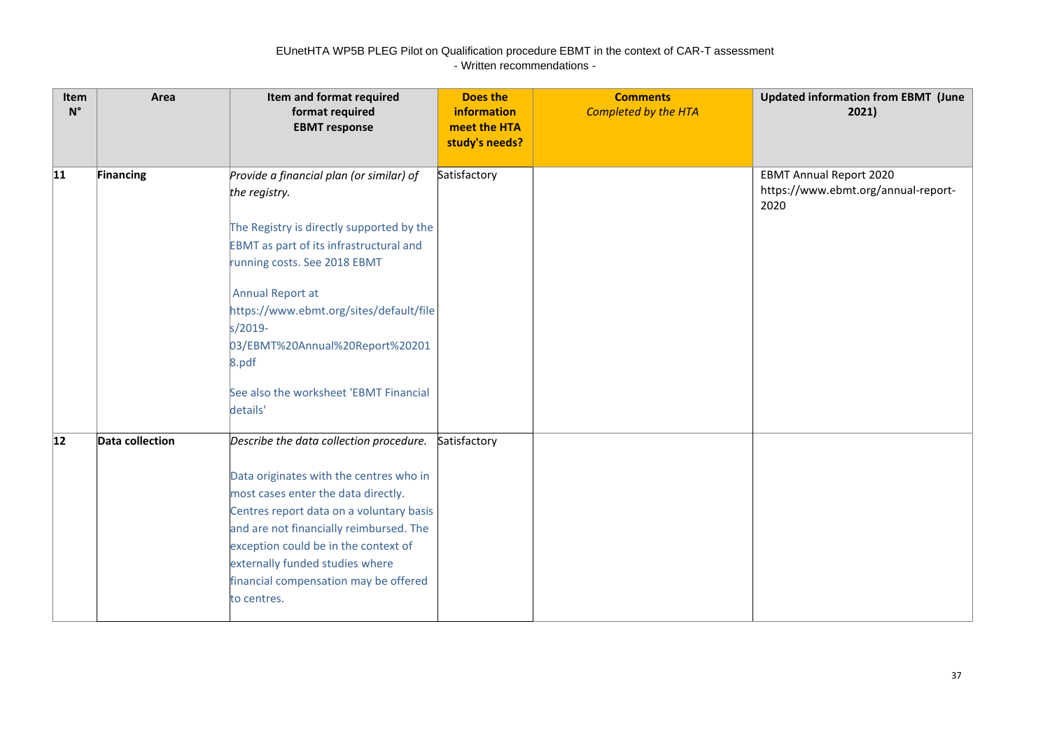EUnetHTA WP5B PLEG Pilot on Qualification procedure EBMT in the context of CAR-T assessment
- Written recommendations -

| Item N° | Area | Item and format required format required EBMT response | Does the information meet the HTA study's needs? | Comments *Completed by the HTA* | Updated information from EBMT (June 2021) |
|---|---|---|---|---|---|
| **11** | **Financing** | *Provide a financial plan (or similar) of the registry.*<br><br>The Registry is directly supported by the EBMT as part of its infrastructural and running costs. See 2018 EBMT<br><br>Annual Report at https://www.ebmt.org/sites/default/files/2019-03/EBMT%20Annual%20Report%202018.pdf<br><br>See also the worksheet 'EBMT Financial details' | Satisfactory | | EBMT Annual Report 2020 https://www.ebmt.org/annual-report-2020 |
| **12** | **Data collection** | *Describe the data collection procedure.*<br><br>Data originates with the centres who in most cases enter the data directly. Centres report data on a voluntary basis and are not financially reimbursed. The exception could be in the context of externally funded studies where financial compensation may be offered to centres. | Satisfactory | | |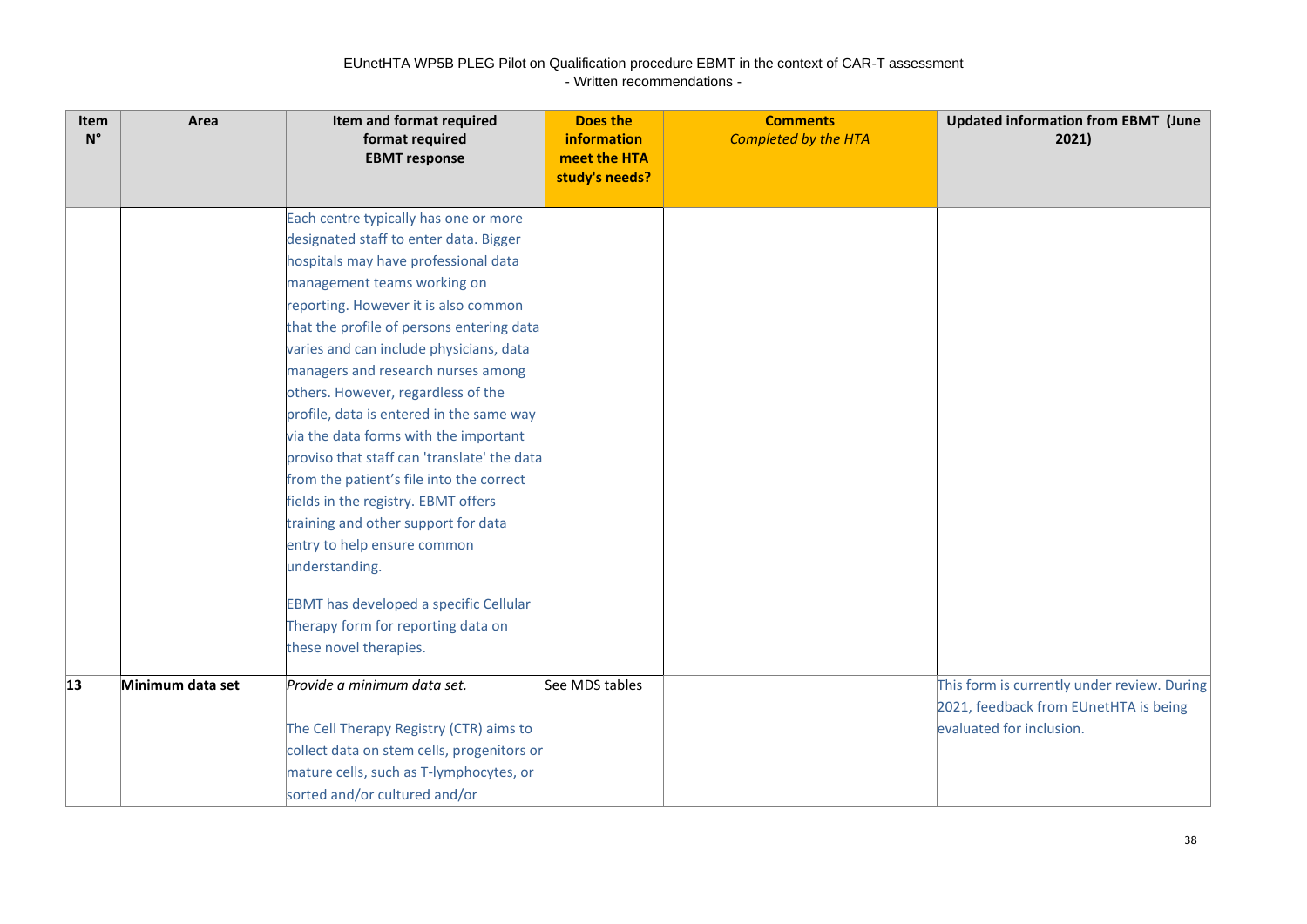EUnetHTA WP5B PLEG Pilot on Qualification procedure EBMT in the context of CAR-T assessment
- Written recommendations -

| Item N° | Area | Item and format required format required EBMT response | Does the information meet the HTA study's needs? | Comments *Completed by the HTA* | Updated information from EBMT (June 2021) |
|---|---|---|---|---|---|
| | | Each centre typically has one or more designated staff to enter data. Bigger hospitals may have professional data management teams working on reporting. However it is also common that the profile of persons entering data varies and can include physicians, data managers and research nurses among others. However, regardless of the profile, data is entered in the same way via the data forms with the important proviso that staff can 'translate' the data from the patient's file into the correct fields in the registry. EBMT offers training and other support for data entry to help ensure common understanding.<br><br>EBMT has developed a specific Cellular Therapy form for reporting data on these novel therapies. | | | |
| **13** | **Minimum data set** | *Provide a minimum data set.*<br><br>The Cell Therapy Registry (CTR) aims to collect data on stem cells, progenitors or mature cells, such as T-lymphocytes, or sorted and/or cultured and/or | See MDS tables | | This form is currently under review. During 2021, feedback from EUnetHTA is being evaluated for inclusion. |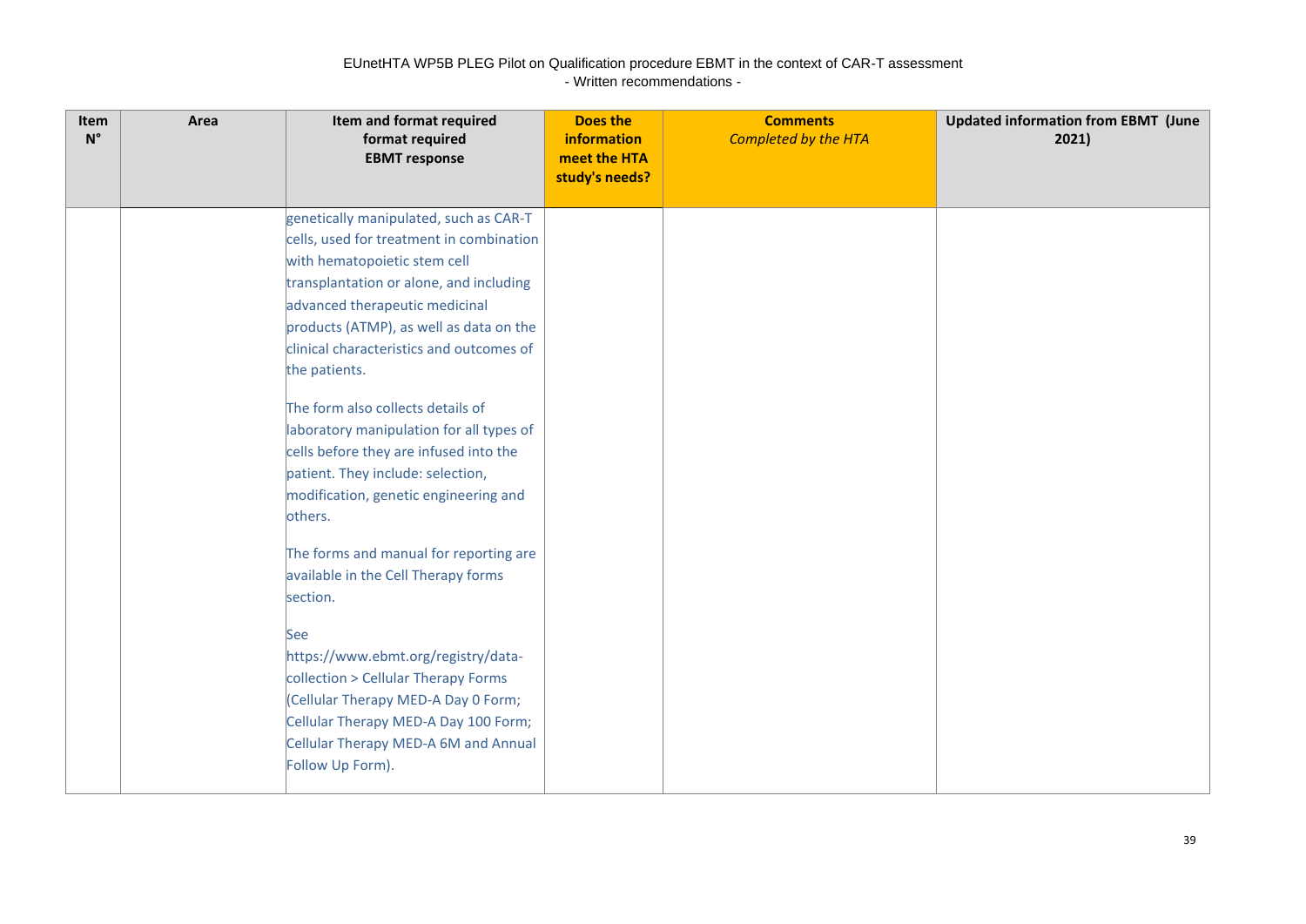| Item N° | Area | Item and format required format required EBMT response | Does the information meet the HTA study's needs? | Comments *Completed by the HTA* | Updated information from EBMT (June 2021) |
|---|---|---|---|---|---|
| | | genetically manipulated, such as CAR-T cells, used for treatment in combination with hematopoietic stem cell transplantation or alone, and including advanced therapeutic medicinal products (ATMP), as well as data on the clinical characteristics and outcomes of the patients.<br><br>The form also collects details of laboratory manipulation for all types of cells before they are infused into the patient. They include: selection, modification, genetic engineering and others.<br><br>The forms and manual for reporting are available in the Cell Therapy forms section.<br><br>See https://www.ebmt.org/registry/data-collection > Cellular Therapy Forms (Cellular Therapy MED-A Day 0 Form; Cellular Therapy MED-A Day 100 Form; Cellular Therapy MED-A 6M and Annual Follow Up Form). | | | |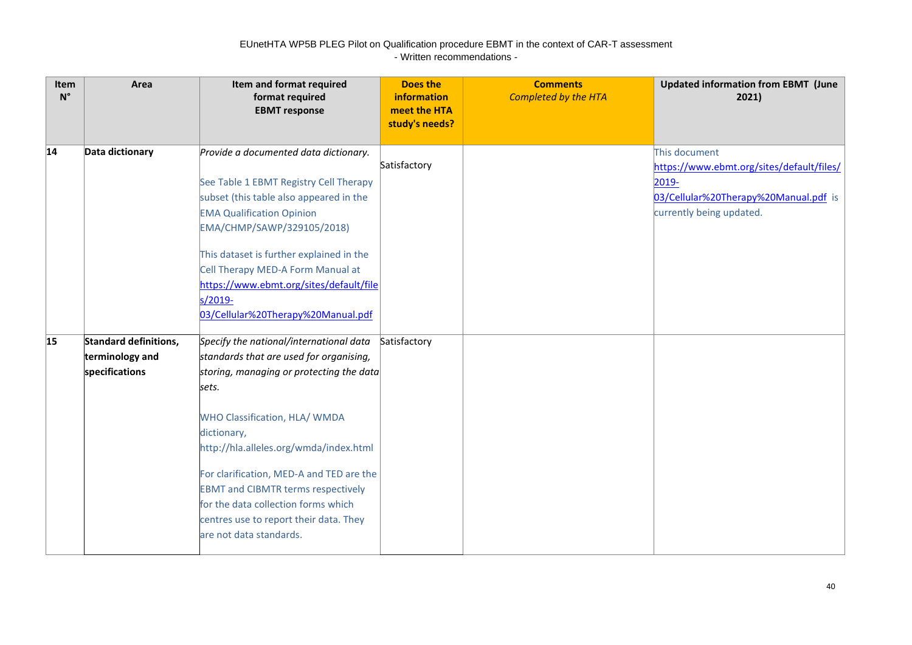EUnetHTA WP5B PLEG Pilot on Qualification procedure EBMT in the context of CAR-T assessment
- Written recommendations -

| Item N° | Area | Item and format required format required EBMT response | Does the information meet the HTA study's needs? | Comments *Completed by the HTA* | Updated information from EBMT (June 2021) |
|---|---|---|---|---|---|
| 14 | **Data dictionary** | *Provide a documented data dictionary.*<br><br>See Table 1 EBMT Registry Cell Therapy subset (this table also appeared in the EMA Qualification Opinion EMA/CHMP/SAWP/329105/2018)<br><br>This dataset is further explained in the Cell Therapy MED-A Form Manual at https://www.ebmt.org/sites/default/files/2019-03/Cellular%20Therapy%20Manual.pdf | Satisfactory | | This document https://www.ebmt.org/sites/default/files/2019-03/Cellular%20Therapy%20Manual.pdf is currently being updated. |
| 15 | **Standard definitions, terminology and specifications** | *Specify the national/international data standards that are used for organising, storing, managing or protecting the data sets.*<br><br>WHO Classification, HLA/ WMDA dictionary, http://hla.alleles.org/wmda/index.html<br><br>For clarification, MED-A and TED are the EBMT and CIBMTR terms respectively for the data collection forms which centres use to report their data. They are not data standards. | Satisfactory | | |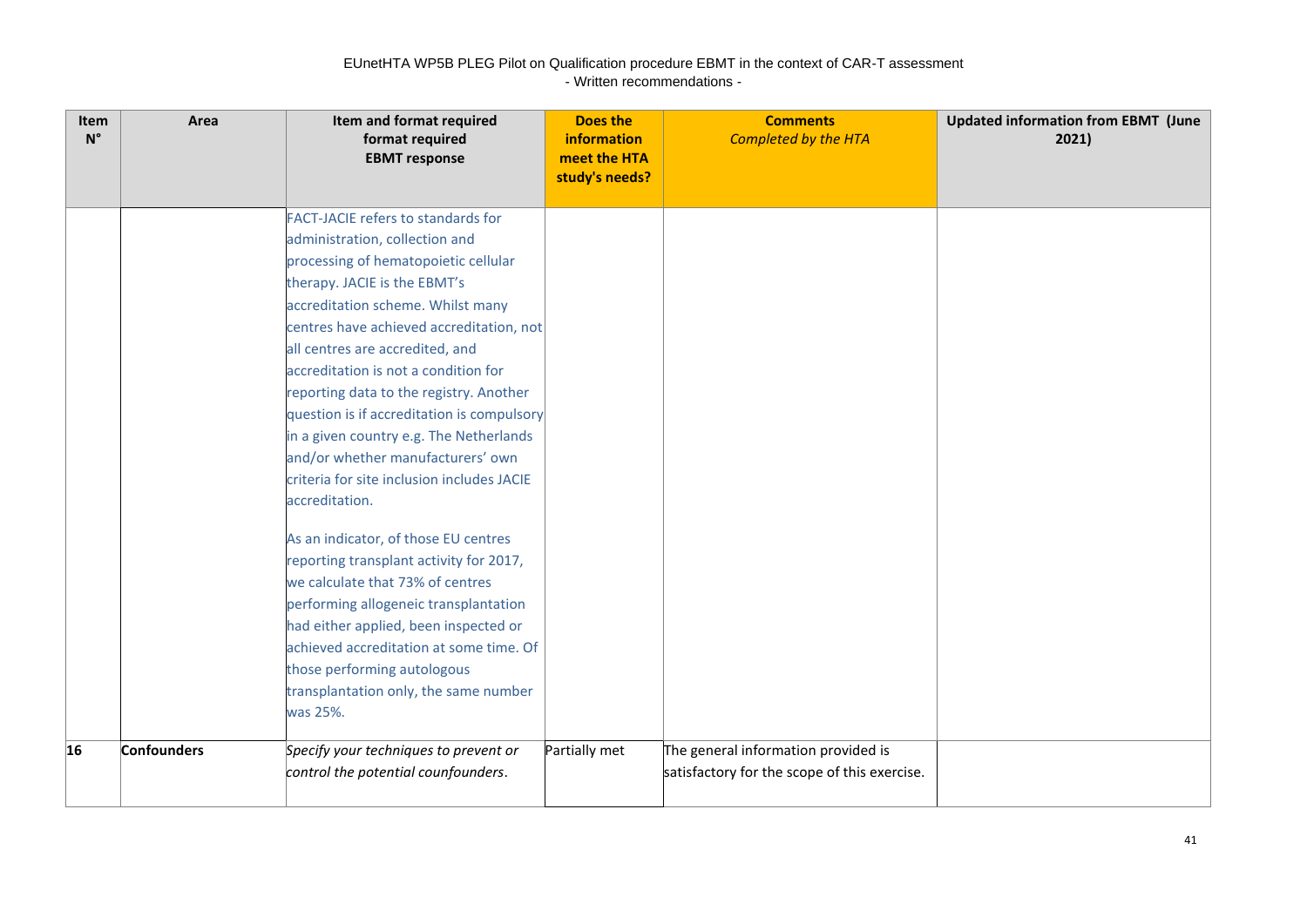| Item N° | Area | Item and format required format required EBMT response | Does the information meet the HTA study's needs? | Comments *Completed by the HTA* | Updated information from EBMT (June 2021) |
|---|---|---|---|---|---|
| | | FACT-JACIE refers to standards for administration, collection and processing of hematopoietic cellular therapy. JACIE is the EBMT's accreditation scheme. Whilst many centres have achieved accreditation, not all centres are accredited, and accreditation is not a condition for reporting data to the registry. Another question is if accreditation is compulsory in a given country e.g. The Netherlands and/or whether manufacturers' own criteria for site inclusion includes JACIE accreditation.<br><br>As an indicator, of those EU centres reporting transplant activity for 2017, we calculate that 73% of centres performing allogeneic transplantation had either applied, been inspected or achieved accreditation at some time. Of those performing autologous transplantation only, the same number was 25%. | | | |
| **16** | **Confounders** | *Specify your techniques to prevent or control the potential counfounders.* | Partially met | The general information provided is satisfactory for the scope of this exercise. | |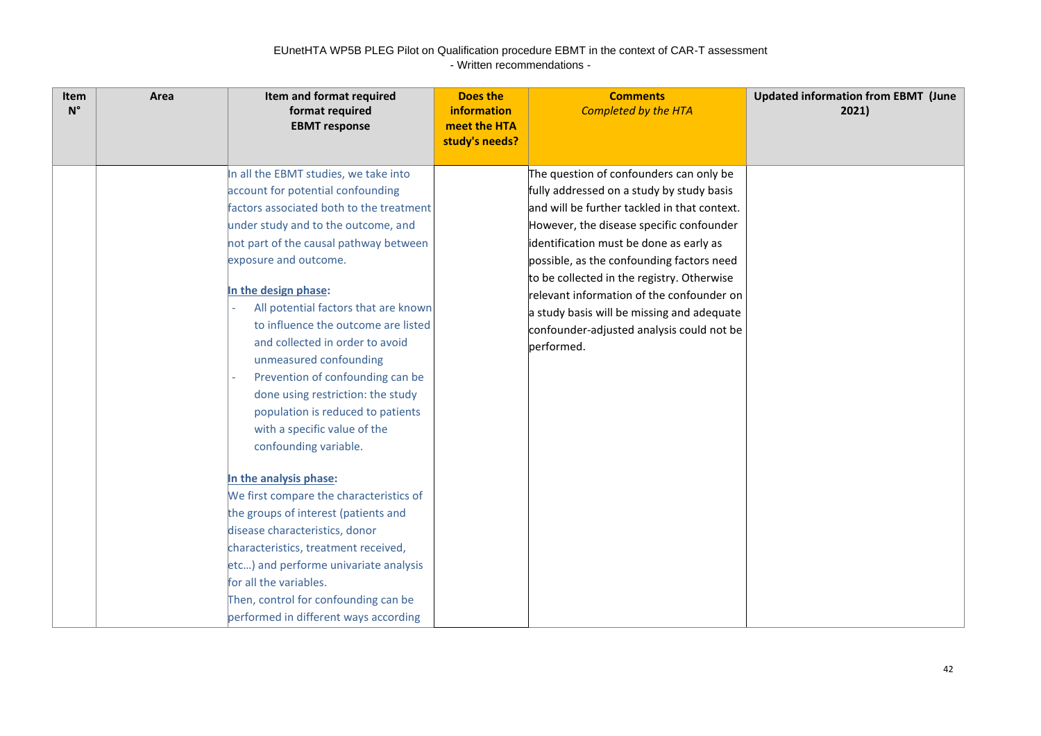| Item N° | Area | Item and format required format required EBMT response | Does the information meet the HTA study's needs? | Comments *Completed by the HTA* | Updated information from EBMT (June 2021) |
|---|---|---|---|---|---|
| | | In all the EBMT studies, we take into account for potential confounding factors associated both to the treatment under study and to the outcome, and not part of the causal pathway between exposure and outcome.<br><br>**In the design phase:**<br>- All potential factors that are known to influence the outcome are listed and collected in order to avoid unmeasured confounding<br>- Prevention of confounding can be done using restriction: the study population is reduced to patients with a specific value of the confounding variable.<br><br>**In the analysis phase:**<br>We first compare the characteristics of the groups of interest (patients and disease characteristics, donor characteristics, treatment received, etc…) and performe univariate analysis for all the variables.<br>Then, control for confounding can be performed in different ways according | | The question of confounders can only be fully addressed on a study by study basis and will be further tackled in that context. However, the disease specific confounder identification must be done as early as possible, as the confounding factors need to be collected in the registry. Otherwise relevant information of the confounder on a study basis will be missing and adequate confounder-adjusted analysis could not be performed. | |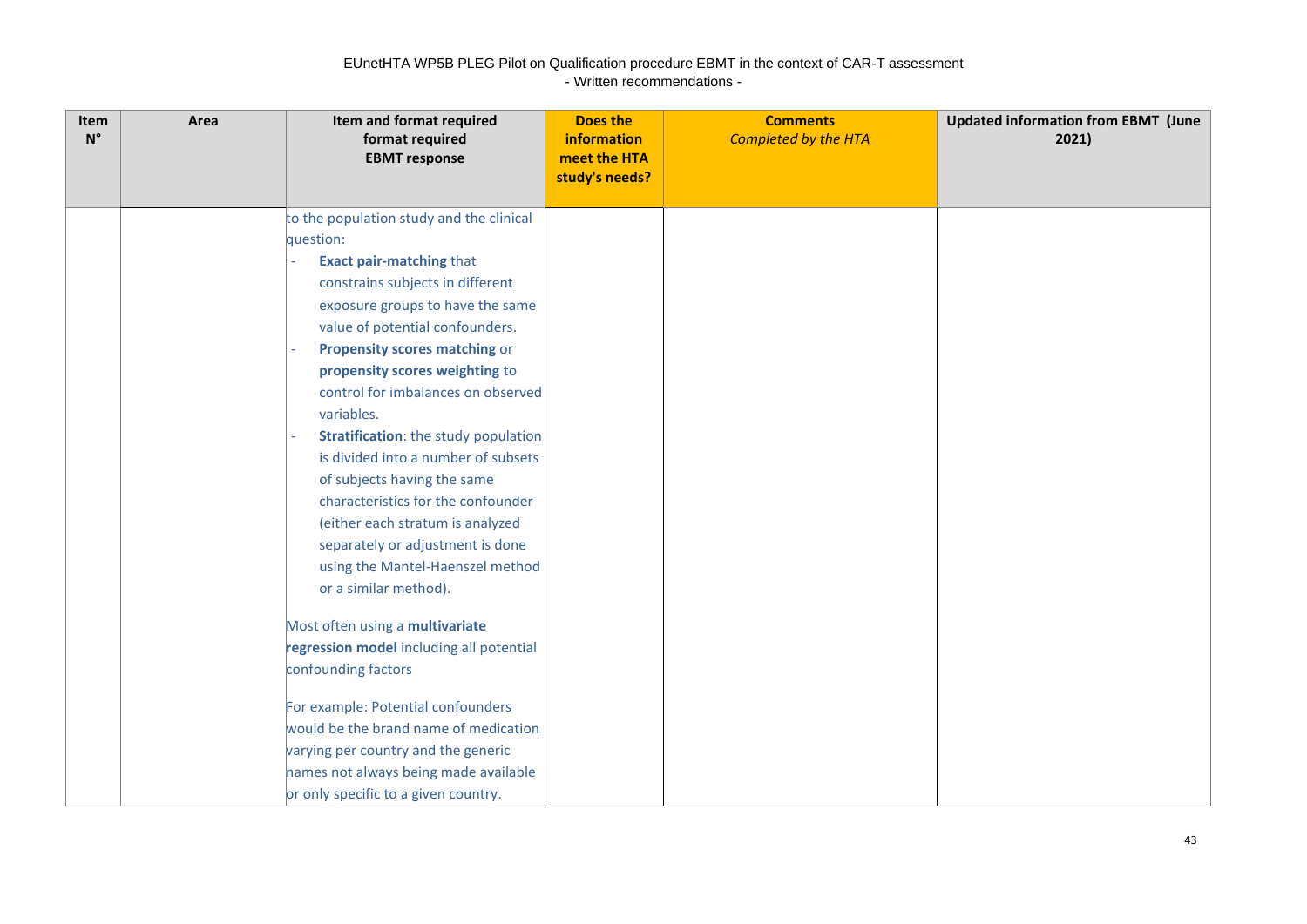| Item N° | Area | Item and format required format required EBMT response | Does the information meet the HTA study's needs? | Comments *Completed by the HTA* | Updated information from EBMT (June 2021) |
|---|---|---|---|---|---|
| | | to the population study and the clinical question:<br>- **Exact pair-matching** that constrains subjects in different exposure groups to have the same value of potential confounders.<br>- **Propensity scores matching** or **propensity scores weighting** to control for imbalances on observed variables.<br>- **Stratification**: the study population is divided into a number of subsets of subjects having the same characteristics for the confounder (either each stratum is analyzed separately or adjustment is done using the Mantel-Haenszel method or a similar method).<br><br>Most often using a **multivariate regression model** including all potential confounding factors<br><br>For example: Potential confounders would be the brand name of medication varying per country and the generic names not always being made available or only specific to a given country. | | | |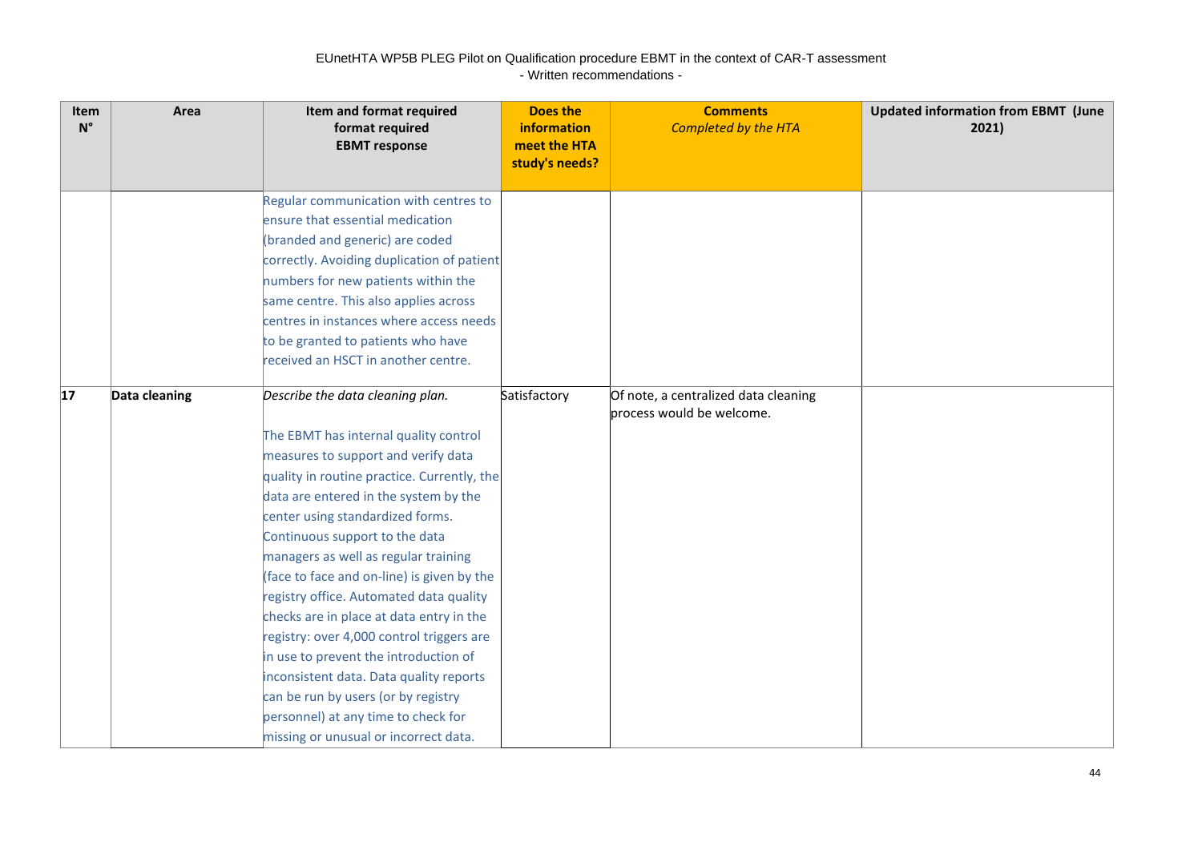| Item N° | Area | Item and format required format required EBMT response | Does the information meet the HTA study's needs? | Comments *Completed by the HTA* | Updated information from EBMT (June 2021) |
|---|---|---|---|---|---|
| | | Regular communication with centres to ensure that essential medication (branded and generic) are coded correctly. Avoiding duplication of patient numbers for new patients within the same centre. This also applies across centres in instances where access needs to be granted to patients who have received an HSCT in another centre. | | | |
| **17** | **Data cleaning** | *Describe the data cleaning plan.*<br><br>The EBMT has internal quality control measures to support and verify data quality in routine practice. Currently, the data are entered in the system by the center using standardized forms. Continuous support to the data managers as well as regular training (face to face and on-line) is given by the registry office. Automated data quality checks are in place at data entry in the registry: over 4,000 control triggers are in use to prevent the introduction of inconsistent data. Data quality reports can be run by users (or by registry personnel) at any time to check for missing or unusual or incorrect data. | Satisfactory | Of note, a centralized data cleaning process would be welcome. | |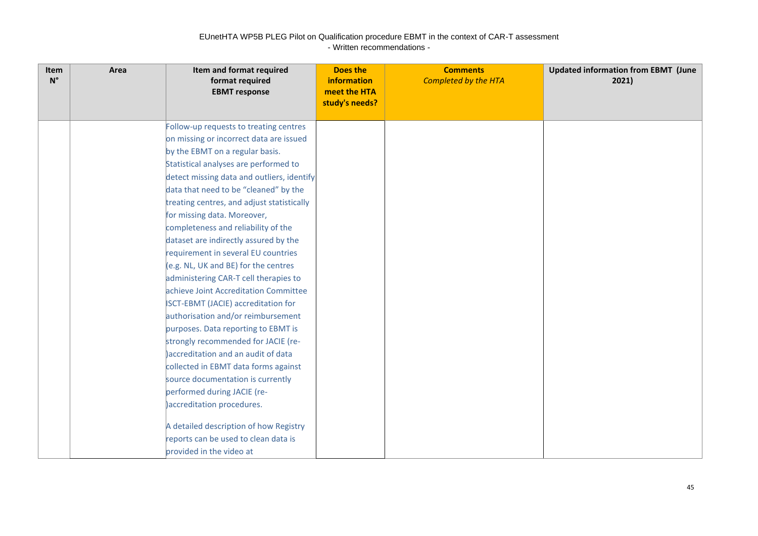EUnetHTA WP5B PLEG Pilot on Qualification procedure EBMT in the context of CAR-T assessment
- Written recommendations -

| Item N° | Area | Item and format required format required EBMT response | Does the information meet the HTA study's needs? | Comments *Completed by the HTA* | Updated information from EBMT (June 2021) |
|---|---|---|---|---|---|
| | | Follow-up requests to treating centres on missing or incorrect data are issued by the EBMT on a regular basis. Statistical analyses are performed to detect missing data and outliers, identify data that need to be "cleaned" by the treating centres, and adjust statistically for missing data. Moreover, completeness and reliability of the dataset are indirectly assured by the requirement in several EU countries (e.g. NL, UK and BE) for the centres administering CAR-T cell therapies to achieve Joint Accreditation Committee ISCT-EBMT (JACIE) accreditation for authorisation and/or reimbursement purposes. Data reporting to EBMT is strongly recommended for JACIE (re-)accreditation and an audit of data collected in EBMT data forms against source documentation is currently performed during JACIE (re-)accreditation procedures.<br><br>A detailed description of how Registry reports can be used to clean data is provided in the video at | | | |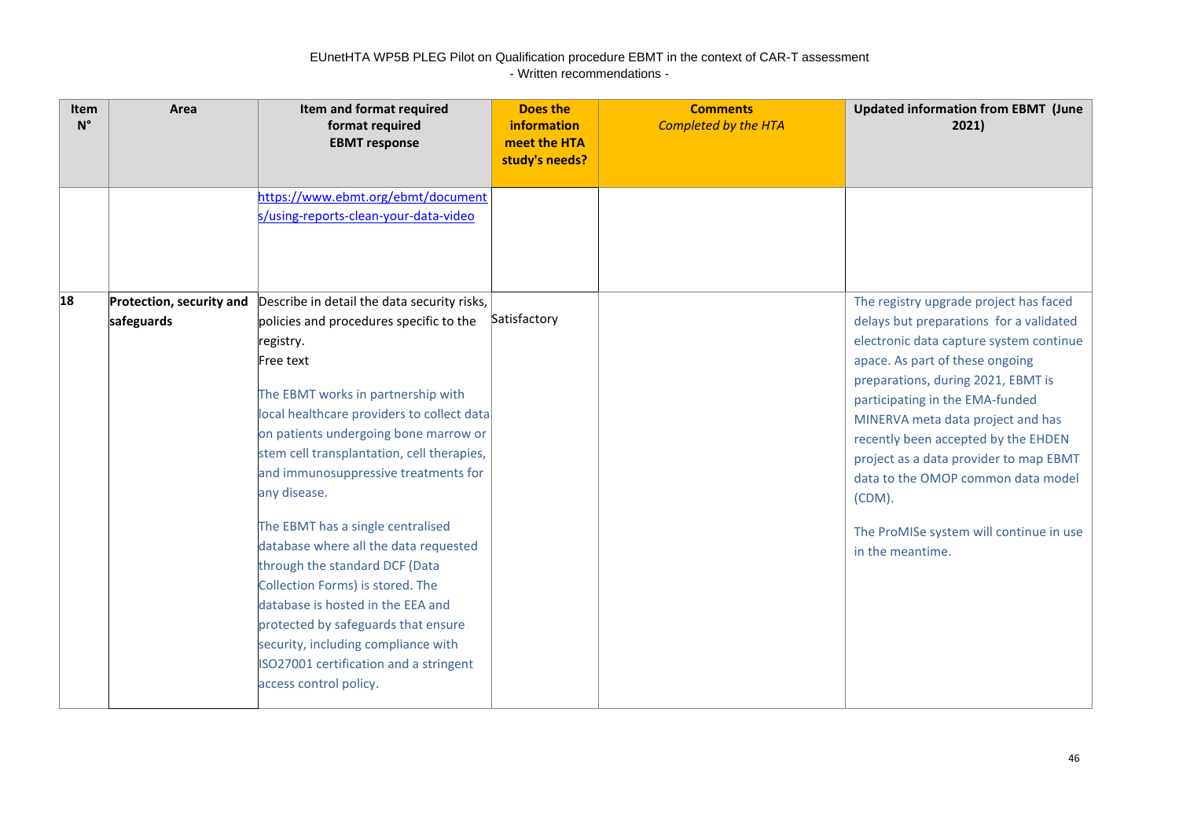EUnetHTA WP5B PLEG Pilot on Qualification procedure EBMT in the context of CAR-T assessment
- Written recommendations -

| Item N° | Area | Item and format required format required EBMT response | Does the information meet the HTA study's needs? | Comments *Completed by the HTA* | Updated information from EBMT (June 2021) |
|---|---|---|---|---|---|
| | | https://www.ebmt.org/ebmt/documents/using-reports-clean-your-data-video | | | |
| 18 | **Protection, security and safeguards** | Describe in detail the data security risks, policies and procedures specific to the registry.<br>Free text<br><br>The EBMT works in partnership with local healthcare providers to collect data on patients undergoing bone marrow or stem cell transplantation, cell therapies, and immunosuppressive treatments for any disease.<br><br>The EBMT has a single centralised database where all the data requested through the standard DCF (Data Collection Forms) is stored. The database is hosted in the EEA and protected by safeguards that ensure security, including compliance with ISO27001 certification and a stringent access control policy. | Satisfactory | | The registry upgrade project has faced delays but preparations for a validated electronic data capture system continue apace. As part of these ongoing preparations, during 2021, EBMT is participating in the EMA-funded MINERVA meta data project and has recently been accepted by the EHDEN project as a data provider to map EBMT data to the OMOP common data model (CDM).<br><br>The ProMISe system will continue in use in the meantime. |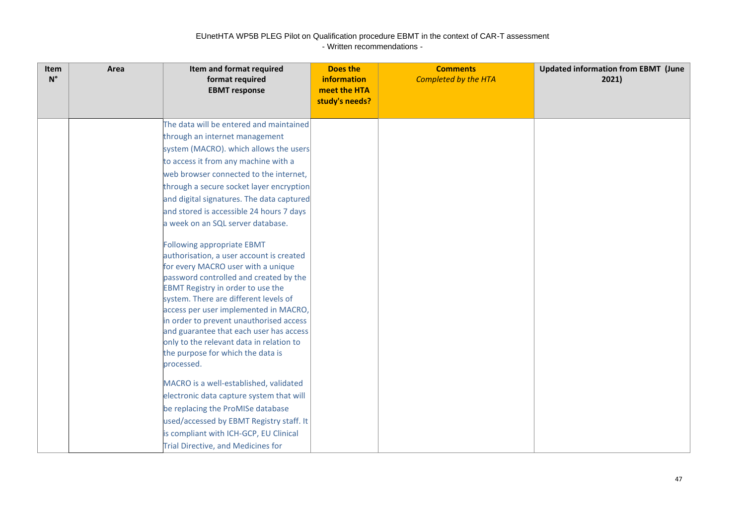| Item N° | Area | Item and format required format required EBMT response | Does the information meet the HTA study's needs? | Comments *Completed by the HTA* | Updated information from EBMT (June 2021) |
|---|---|---|---|---|---|
| | | The data will be entered and maintained through an internet management system (MACRO). which allows the users to access it from any machine with a web browser connected to the internet, through a secure socket layer encryption and digital signatures. The data captured and stored is accessible 24 hours 7 days a week on an SQL server database.<br><br>Following appropriate EBMT authorisation, a user account is created for every MACRO user with a unique password controlled and created by the EBMT Registry in order to use the system. There are different levels of access per user implemented in MACRO, in order to prevent unauthorised access and guarantee that each user has access only to the relevant data in relation to the purpose for which the data is processed.<br><br>MACRO is a well-established, validated electronic data capture system that will be replacing the ProMISe database used/accessed by EBMT Registry staff. It is compliant with ICH-GCP, EU Clinical Trial Directive, and Medicines for | | | |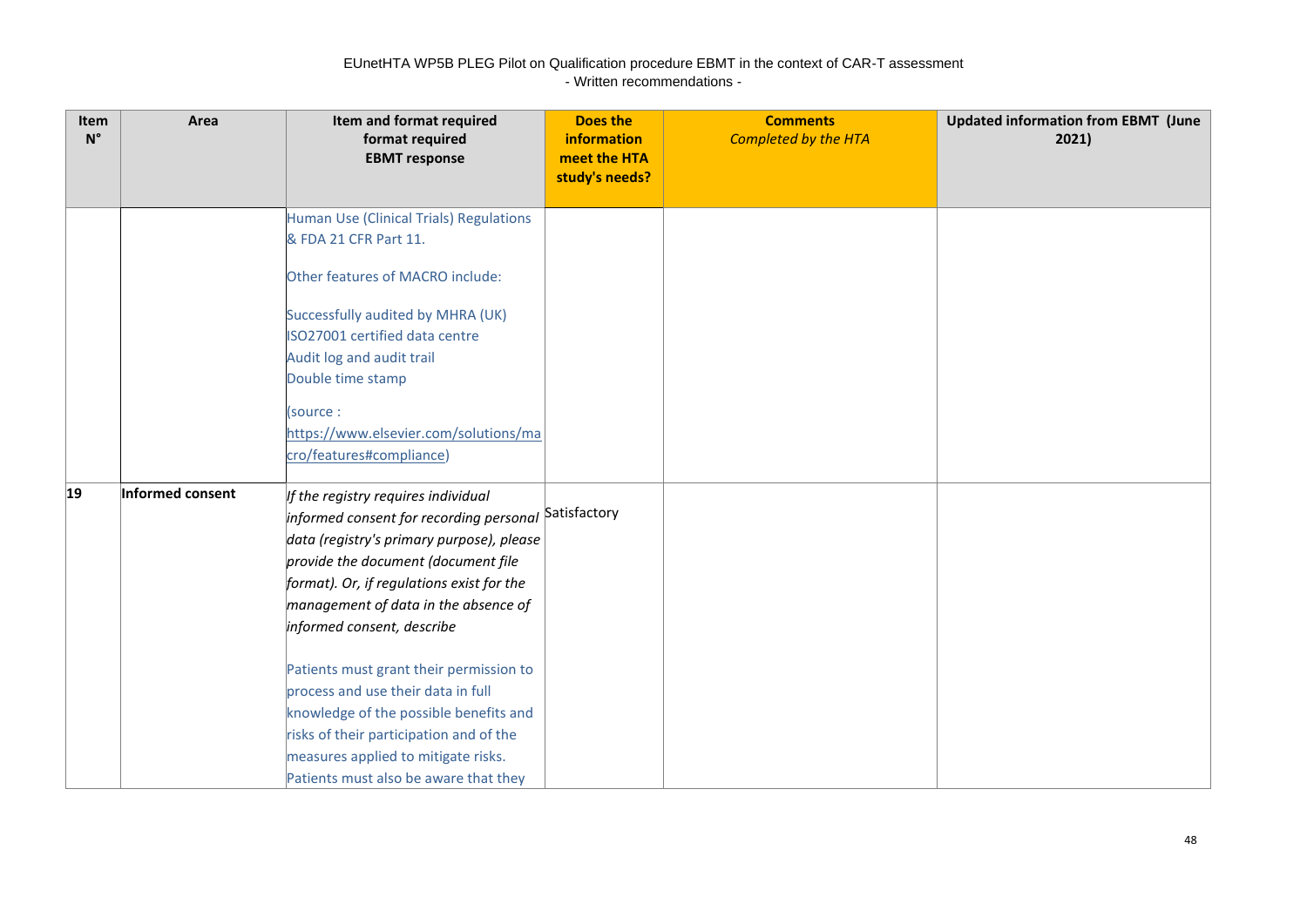EUnetHTA WP5B PLEG Pilot on Qualification procedure EBMT in the context of CAR-T assessment
- Written recommendations -

| Item N° | Area | Item and format required format required EBMT response | Does the information meet the HTA study's needs? | Comments *Completed by the HTA* | Updated information from EBMT (June 2021) |
|---|---|---|---|---|---|
| | | Human Use (Clinical Trials) Regulations & FDA 21 CFR Part 11.<br><br>Other features of MACRO include:<br><br>Successfully audited by MHRA (UK)<br>ISO27001 certified data centre<br>Audit log and audit trail<br>Double time stamp<br><br>(source : https://www.elsevier.com/solutions/macro/features#compliance) | | | |
| **19** | **Informed consent** | *If the registry requires individual informed consent for recording personal data (registry's primary purpose), please provide the document (document file format). Or, if regulations exist for the management of data in the absence of informed consent, describe*<br><br>Patients must grant their permission to process and use their data in full knowledge of the possible benefits and risks of their participation and of the measures applied to mitigate risks. Patients must also be aware that they | Satisfactory | | |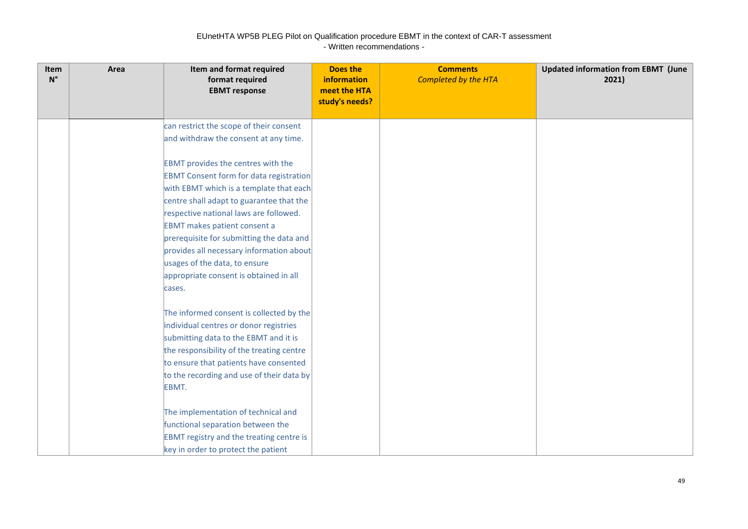EUnetHTA WP5B PLEG Pilot on Qualification procedure EBMT in the context of CAR-T assessment
- Written recommendations -

| Item N° | Area | Item and format required format required EBMT response | Does the information meet the HTA study's needs? | Comments *Completed by the HTA* | Updated information from EBMT (June 2021) |
|---|---|---|---|---|---|
| | | can restrict the scope of their consent and withdraw the consent at any time.<br><br>EBMT provides the centres with the EBMT Consent form for data registration with EBMT which is a template that each centre shall adapt to guarantee that the respective national laws are followed. EBMT makes patient consent a prerequisite for submitting the data and provides all necessary information about usages of the data, to ensure appropriate consent is obtained in all cases.<br><br>The informed consent is collected by the individual centres or donor registries submitting data to the EBMT and it is the responsibility of the treating centre to ensure that patients have consented to the recording and use of their data by EBMT.<br><br>The implementation of technical and functional separation between the EBMT registry and the treating centre is key in order to protect the patient | | | |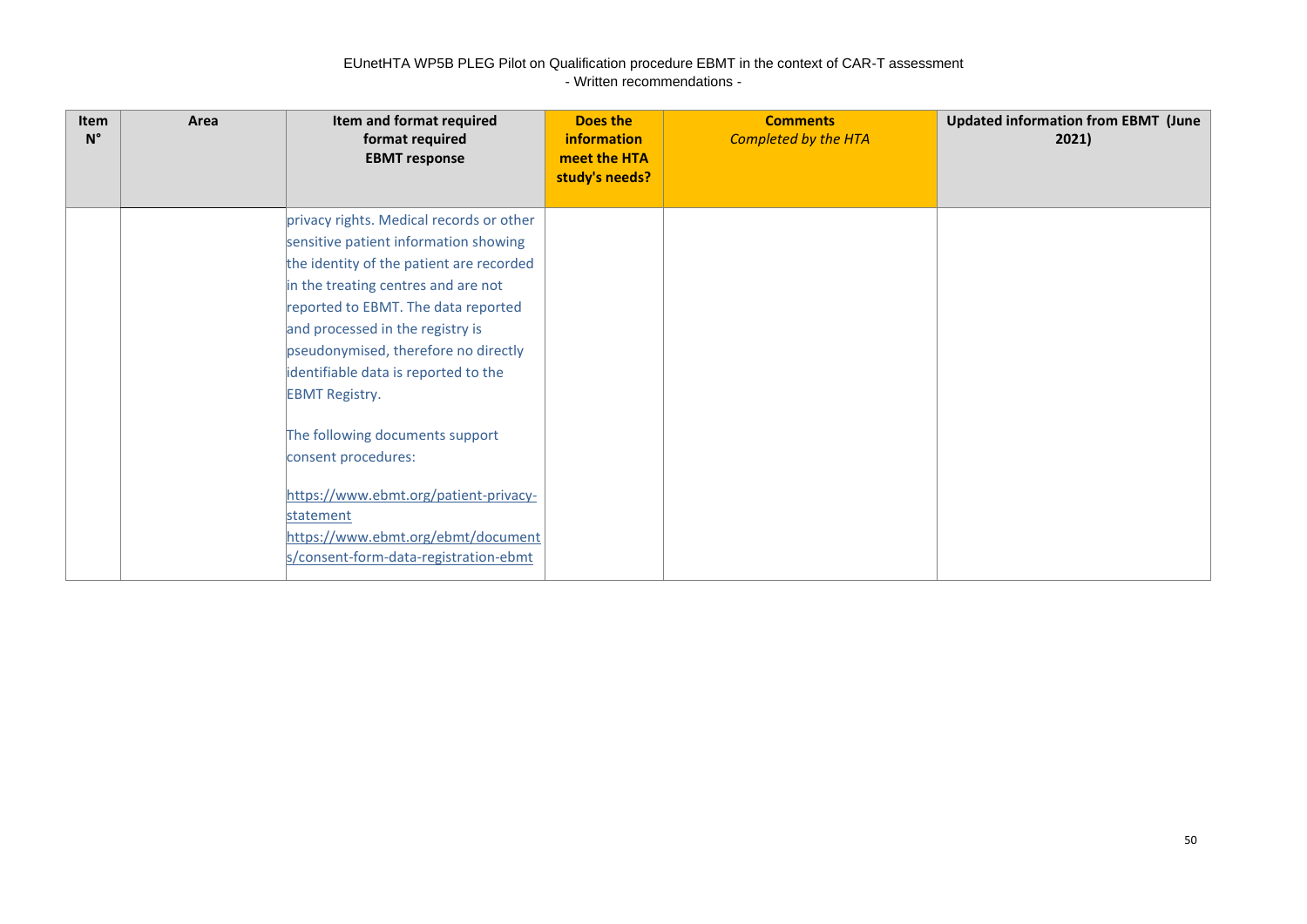EUnetHTA WP5B PLEG Pilot on Qualification procedure EBMT in the context of CAR-T assessment
- Written recommendations -

| Item N° | Area | Item and format required format required EBMT response | Does the information meet the HTA study's needs? | Comments *Completed by the HTA* | Updated information from EBMT (June 2021) |
|---|---|---|---|---|---|
| | | privacy rights. Medical records or other sensitive patient information showing the identity of the patient are recorded in the treating centres and are not reported to EBMT. The data reported and processed in the registry is pseudonymised, therefore no directly identifiable data is reported to the EBMT Registry.<br><br>The following documents support consent procedures:<br><br>https://www.ebmt.org/patient-privacy-statement<br>https://www.ebmt.org/ebmt/documents/consent-form-data-registration-ebmt | | | |